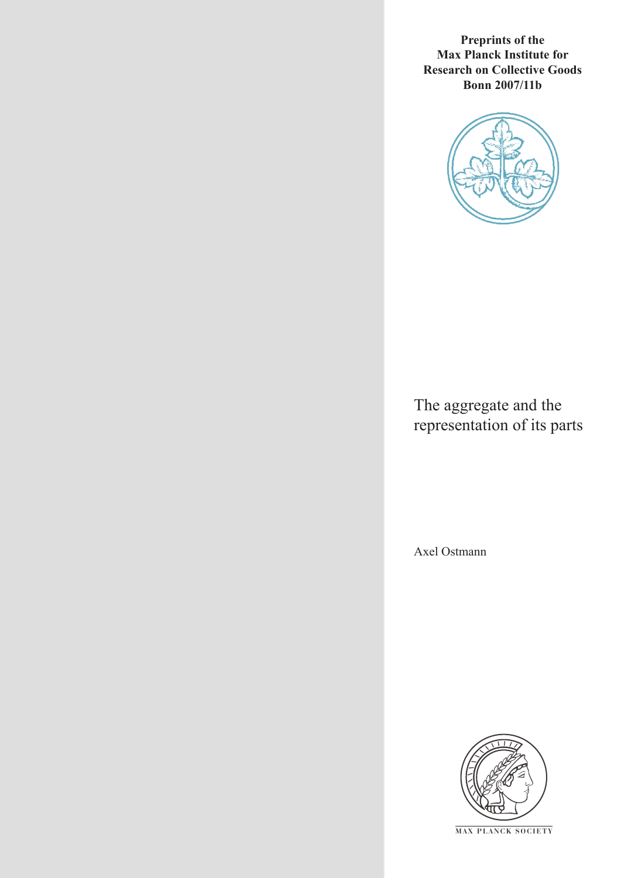**Preprints of the Max Planck Institute for Research on Collective Goods Bonn 2007/11b**

# The aggregate and the representation of its parts

Axel Ostmann

MAX PLANCK SOCIETY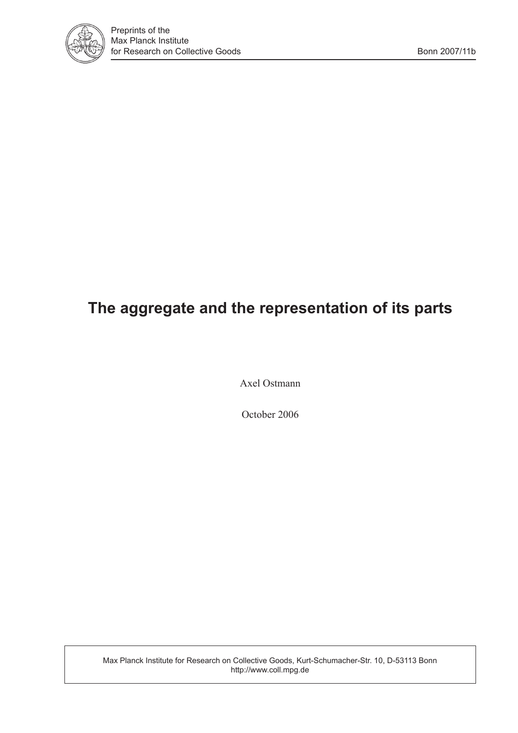Preprints of the
Max Planck Institute
for Research on Collective Goods

Bonn 2007/11b

# The aggregate and the representation of its parts

Axel Ostmann

October 2006

Max Planck Institute for Research on Collective Goods, Kurt-Schumacher-Str. 10, D-53113 Bonn
http://www.coll.mpg.de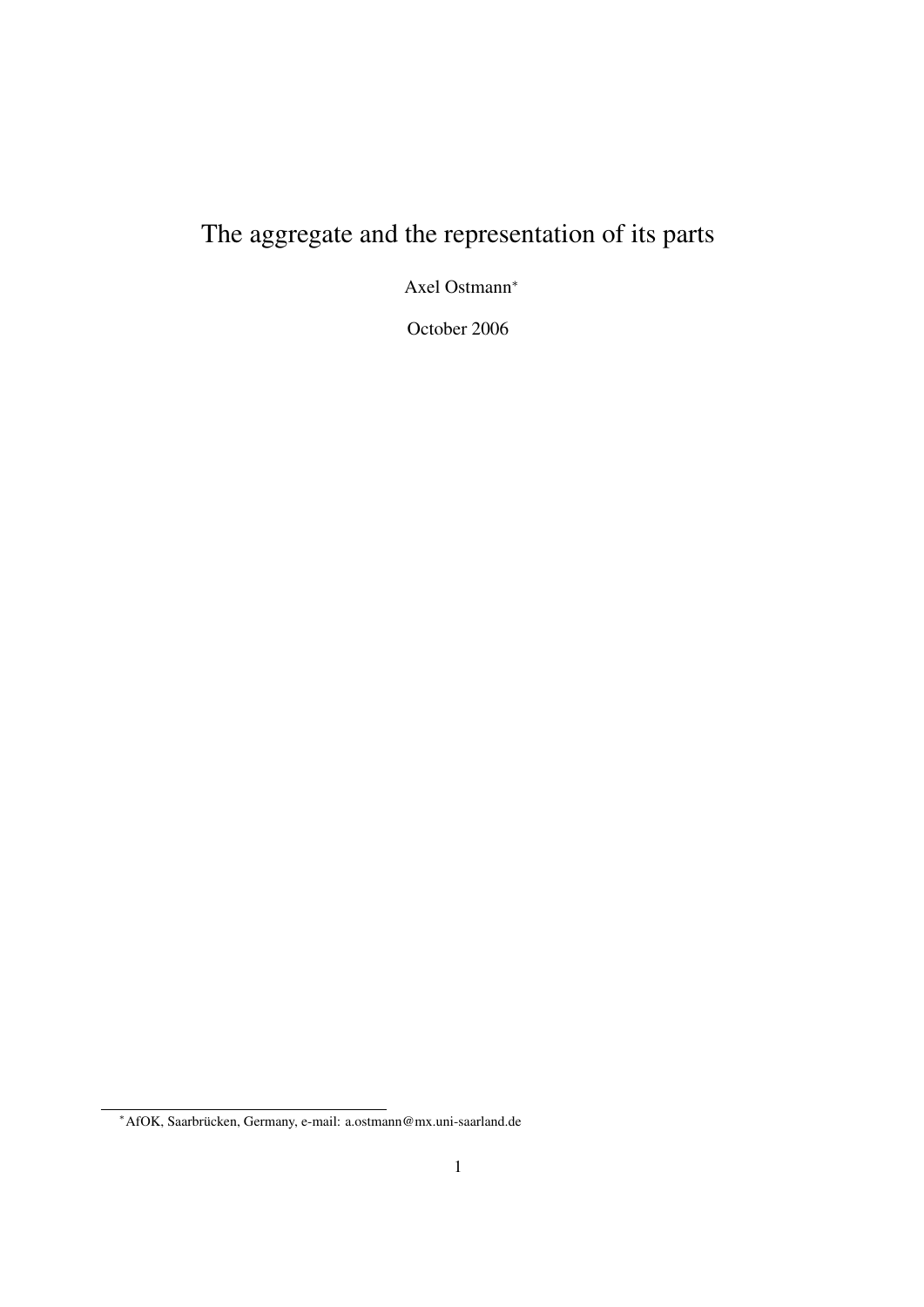# The aggregate and the representation of its parts

Axel Ostmann[*]

October 2006

[*] AfOK, Saarbrücken, Germany, e-mail: a.ostmann@mx.uni-saarland.de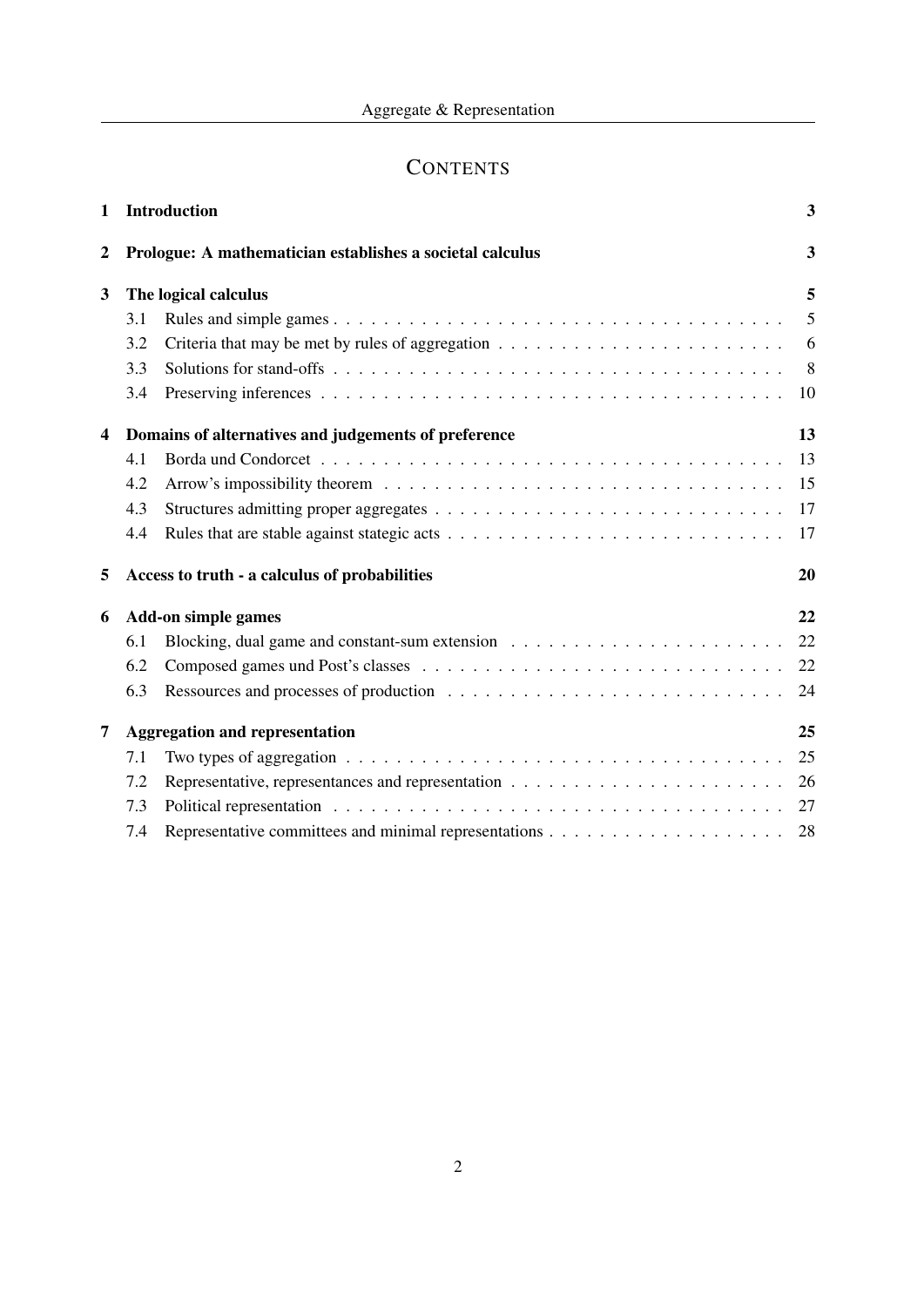# CONTENTS

**1 Introduction** **3**

**2 Prologue: A mathematician establishes a societal calculus** **3**

**3 The logical calculus** **5**

- 3.1 Rules and simple games . . . 5
- 3.2 Criteria that may be met by rules of aggregation . . . 6
- 3.3 Solutions for stand-offs . . . 8
- 3.4 Preserving inferences . . . 10

**4 Domains of alternatives and judgements of preference** **13**

- 4.1 Borda und Condorcet . . . 13
- 4.2 Arrow's impossibility theorem . . . 15
- 4.3 Structures admitting proper aggregates . . . 17
- 4.4 Rules that are stable against stategic acts . . . 17

**5 Access to truth - a calculus of probabilities** **20**

**6 Add-on simple games** **22**

- 6.1 Blocking, dual game and constant-sum extension . . . 22
- 6.2 Composed games und Post's classes . . . 22
- 6.3 Ressources and processes of production . . . 24

**7 Aggregation and representation** **25**

- 7.1 Two types of aggregation . . . 25
- 7.2 Representative, representances and representation . . . 26
- 7.3 Political representation . . . 27
- 7.4 Representative committees and minimal representations . . . 28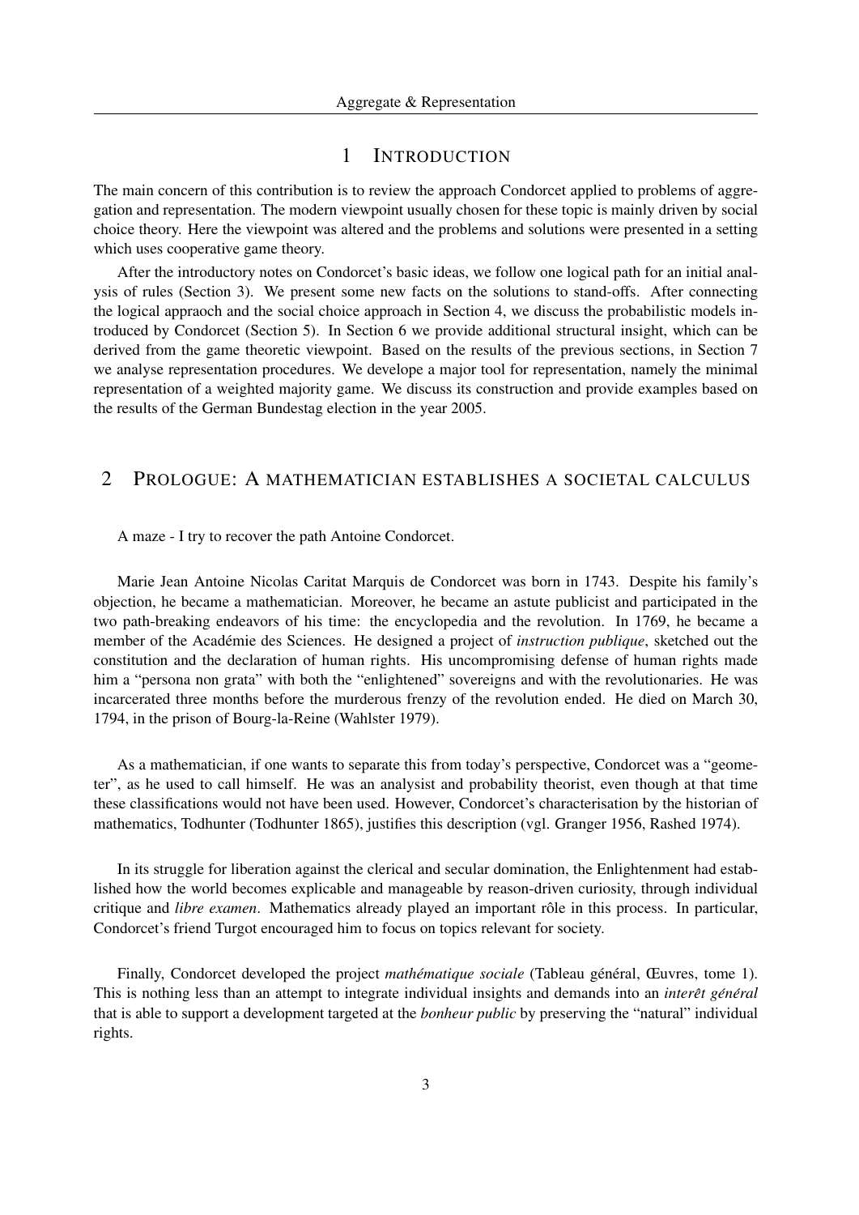# 1 Introduction

The main concern of this contribution is to review the approach Condorcet applied to problems of aggregation and representation. The modern viewpoint usually chosen for these topic is mainly driven by social choice theory. Here the viewpoint was altered and the problems and solutions were presented in a setting which uses cooperative game theory.

After the introductory notes on Condorcet's basic ideas, we follow one logical path for an initial analysis of rules (Section 3). We present some new facts on the solutions to stand-offs. After connecting the logical appraoch and the social choice approach in Section 4, we discuss the probabilistic models introduced by Condorcet (Section 5). In Section 6 we provide additional structural insight, which can be derived from the game theoretic viewpoint. Based on the results of the previous sections, in Section 7 we analyse representation procedures. We develope a major tool for representation, namely the minimal representation of a weighted majority game. We discuss its construction and provide examples based on the results of the German Bundestag election in the year 2005.

# 2 Prologue: A mathematician establishes a societal calculus

A maze - I try to recover the path Antoine Condorcet.

Marie Jean Antoine Nicolas Caritat Marquis de Condorcet was born in 1743. Despite his family's objection, he became a mathematician. Moreover, he became an astute publicist and participated in the two path-breaking endeavors of his time: the encyclopedia and the revolution. In 1769, he became a member of the Académie des Sciences. He designed a project of *instruction publique*, sketched out the constitution and the declaration of human rights. His uncompromising defense of human rights made him a "persona non grata" with both the "enlightened" sovereigns and with the revolutionaries. He was incarcerated three months before the murderous frenzy of the revolution ended. He died on March 30, 1794, in the prison of Bourg-la-Reine (Wahlster 1979).

As a mathematician, if one wants to separate this from today's perspective, Condorcet was a "geometer", as he used to call himself. He was an analysist and probability theorist, even though at that time these classifications would not have been used. However, Condorcet's characterisation by the historian of mathematics, Todhunter (Todhunter 1865), justifies this description (vgl. Granger 1956, Rashed 1974).

In its struggle for liberation against the clerical and secular domination, the Enlightenment had established how the world becomes explicable and manageable by reason-driven curiosity, through individual critique and *libre examen*. Mathematics already played an important rôle in this process. In particular, Condorcet's friend Turgot encouraged him to focus on topics relevant for society.

Finally, Condorcet developed the project *mathématique sociale* (Tableau général, Œuvres, tome 1). This is nothing less than an attempt to integrate individual insights and demands into an *interêt général* that is able to support a development targeted at the *bonheur public* by preserving the "natural" individual rights.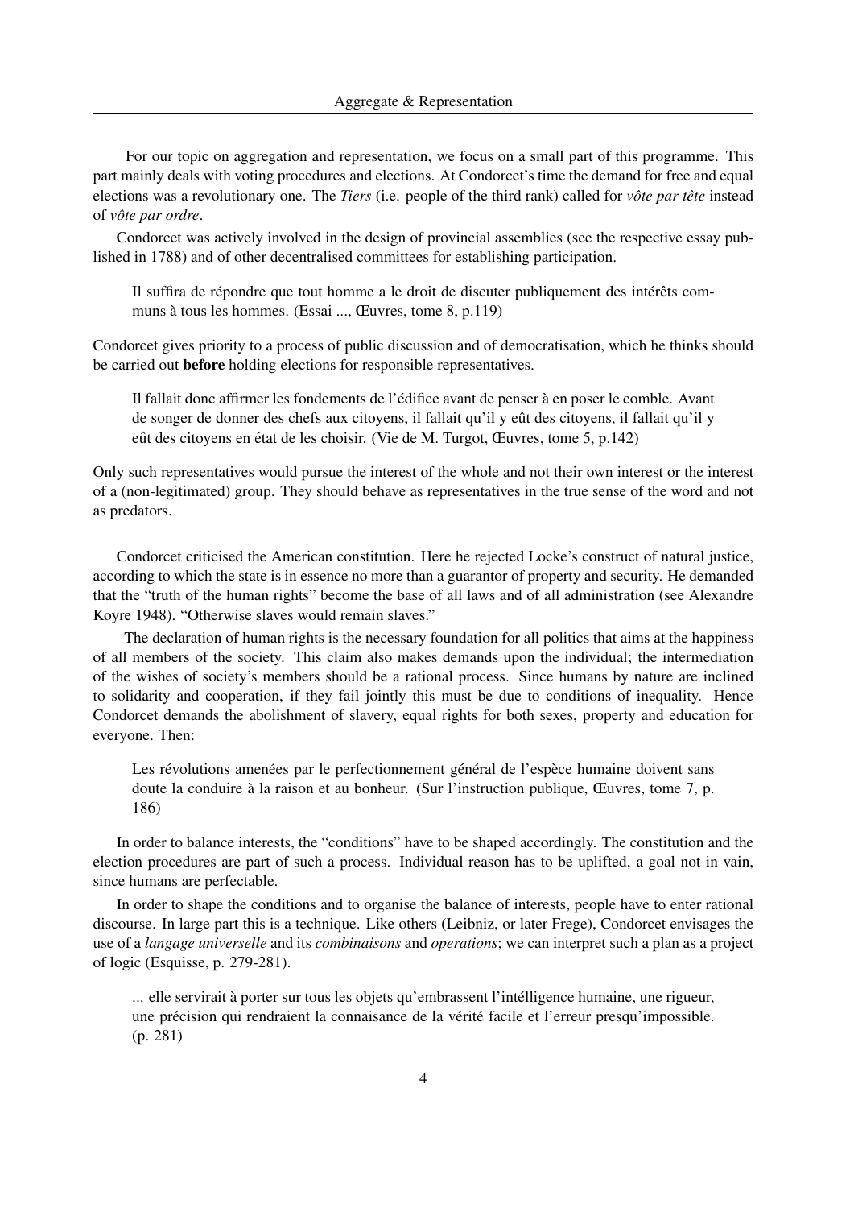For our topic on aggregation and representation, we focus on a small part of this programme. This part mainly deals with voting procedures and elections. At Condorcet's time the demand for free and equal elections was a revolutionary one. The *Tiers* (i.e. people of the third rank) called for *vôte par tête* instead of *vôte par ordre*.

Condorcet was actively involved in the design of provincial assemblies (see the respective essay published in 1788) and of other decentralised committees for establishing participation.

> Il suffira de répondre que tout homme a le droit de discuter publiquement des intérêts communs à tous les hommes. (Essai ..., Œuvres, tome 8, p.119)

Condorcet gives priority to a process of public discussion and of democratisation, which he thinks should be carried out **before** holding elections for responsible representatives.

> Il fallait donc affirmer les fondements de l'édifice avant de penser à en poser le comble. Avant de songer de donner des chefs aux citoyens, il fallait qu'il y eût des citoyens, il fallait qu'il y eût des citoyens en état de les choisir. (Vie de M. Turgot, Œuvres, tome 5, p.142)

Only such representatives would pursue the interest of the whole and not their own interest or the interest of a (non-legitimated) group. They should behave as representatives in the true sense of the word and not as predators.

Condorcet criticised the American constitution. Here he rejected Locke's construct of natural justice, according to which the state is in essence no more than a guarantor of property and security. He demanded that the "truth of the human rights" become the base of all laws and of all administration (see Alexandre Koyre 1948). "Otherwise slaves would remain slaves."

The declaration of human rights is the necessary foundation for all politics that aims at the happiness of all members of the society. This claim also makes demands upon the individual; the intermediation of the wishes of society's members should be a rational process. Since humans by nature are inclined to solidarity and cooperation, if they fail jointly this must be due to conditions of inequality. Hence Condorcet demands the abolishment of slavery, equal rights for both sexes, property and education for everyone. Then:

> Les révolutions amenées par le perfectionnement général de l'espèce humaine doivent sans doute la conduire à la raison et au bonheur. (Sur l'instruction publique, Œuvres, tome 7, p. 186)

In order to balance interests, the "conditions" have to be shaped accordingly. The constitution and the election procedures are part of such a process. Individual reason has to be uplifted, a goal not in vain, since humans are perfectable.

In order to shape the conditions and to organise the balance of interests, people have to enter rational discourse. In large part this is a technique. Like others (Leibniz, or later Frege), Condorcet envisages the use of a *langage universelle* and its *combinaisons* and *operations*; we can interpret such a plan as a project of logic (Esquisse, p. 279-281).

> ... elle servirait à porter sur tous les objets qu'embrassent l'intélligence humaine, une rigueur, une précision qui rendraient la connaisance de la vérité facile et l'erreur presqu'impossible. (p. 281)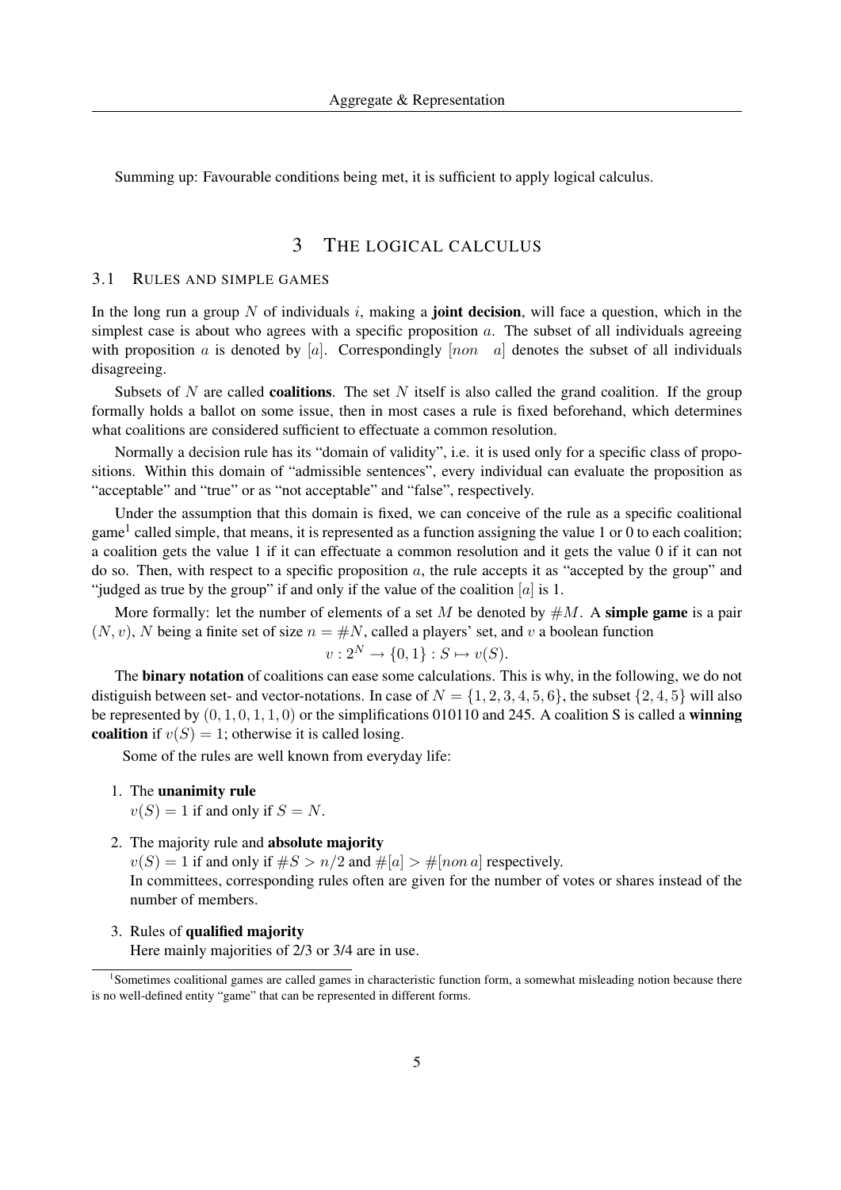Summing up: Favourable conditions being met, it is sufficient to apply logical calculus.

# 3 THE LOGICAL CALCULUS

## 3.1 RULES AND SIMPLE GAMES

In the long run a group $N$ of individuals $i$, making a **joint decision**, will face a question, which in the simplest case is about who agrees with a specific proposition $a$. The subset of all individuals agreeing with proposition $a$ is denoted by $[a]$. Correspondingly $[non \quad a]$ denotes the subset of all individuals disagreeing.

Subsets of $N$ are called **coalitions**. The set $N$ itself is also called the grand coalition. If the group formally holds a ballot on some issue, then in most cases a rule is fixed beforehand, which determines what coalitions are considered sufficient to effectuate a common resolution.

Normally a decision rule has its "domain of validity", i.e. it is used only for a specific class of propositions. Within this domain of "admissible sentences", every individual can evaluate the proposition as "acceptable" and "true" or as "not acceptable" and "false", respectively.

Under the assumption that this domain is fixed, we can conceive of the rule as a specific coalitional game[1] called simple, that means, it is represented as a function assigning the value 1 or 0 to each coalition; a coalition gets the value 1 if it can effectuate a common resolution and it gets the value 0 if it can not do so. Then, with respect to a specific proposition $a$, the rule accepts it as "accepted by the group" and "judged as true by the group" if and only if the value of the coalition $[a]$ is 1.

More formally: let the number of elements of a set $M$ be denoted by $\#M$. A **simple game** is a pair $(N, v)$, $N$ being a finite set of size $n = \#N$, called a players' set, and $v$ a boolean function

$$v : 2^N \to \{0, 1\} : S \mapsto v(S).$$

The **binary notation** of coalitions can ease some calculations. This is why, in the following, we do not distiguish between set- and vector-notations. In case of $N = \{1, 2, 3, 4, 5, 6\}$, the subset $\{2, 4, 5\}$ will also be represented by $(0, 1, 0, 1, 1, 0)$ or the simplifications 010110 and 245. A coalition S is called a **winning coalition** if $v(S) = 1$; otherwise it is called losing.

Some of the rules are well known from everyday life:

1. The **unanimity rule**
   $v(S) = 1$ if and only if $S = N$.

2. The majority rule and **absolute majority**
   $v(S) = 1$ if and only if $\#S > n/2$ and $\#[a] > \#[non\, a]$ respectively.
   In committees, corresponding rules often are given for the number of votes or shares instead of the number of members.

3. Rules of **qualified majority**
   Here mainly majorities of 2/3 or 3/4 are in use.

[1] Sometimes coalitional games are called games in characteristic function form, a somewhat misleading notion because there is no well-defined entity "game" that can be represented in different forms.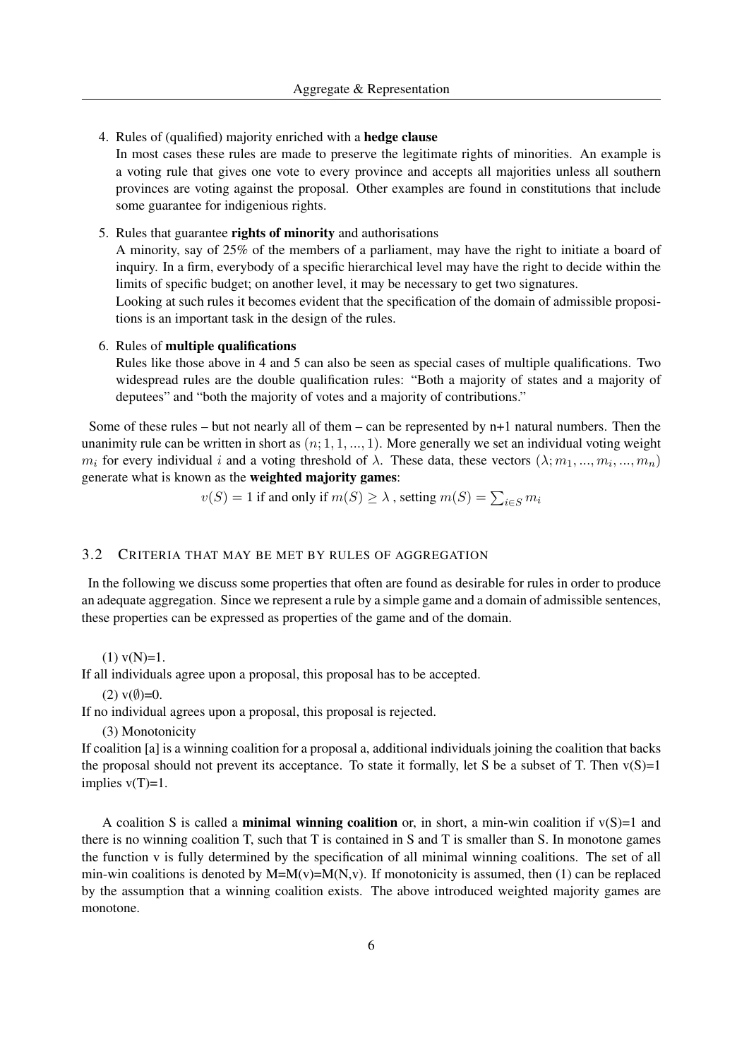4. Rules of (qualified) majority enriched with a **hedge clause**
   In most cases these rules are made to preserve the legitimate rights of minorities. An example is a voting rule that gives one vote to every province and accepts all majorities unless all southern provinces are voting against the proposal. Other examples are found in constitutions that include some guarantee for indigenious rights.

5. Rules that guarantee **rights of minority** and authorisations
   A minority, say of 25% of the members of a parliament, may have the right to initiate a board of inquiry. In a firm, everybody of a specific hierarchical level may have the right to decide within the limits of specific budget; on another level, it may be necessary to get two signatures.
   Looking at such rules it becomes evident that the specification of the domain of admissible propositions is an important task in the design of the rules.

6. Rules of **multiple qualifications**
   Rules like those above in 4 and 5 can also be seen as special cases of multiple qualifications. Two widespread rules are the double qualification rules: "Both a majority of states and a majority of deputees" and "both the majority of votes and a majority of contributions."

Some of these rules – but not nearly all of them – can be represented by n+1 natural numbers. Then the unanimity rule can be written in short as $(n; 1, 1, ..., 1)$. More generally we set an individual voting weight $m_i$ for every individual $i$ and a voting threshold of $\lambda$. These data, these vectors $(\lambda; m_1, ..., m_i, ..., m_n)$ generate what is known as the **weighted majority games**:

$$v(S) = 1 \text{ if and only if } m(S) \geq \lambda \text{ , setting } m(S) = \sum_{i \in S} m_i$$

### 3.2 Criteria that may be met by rules of aggregation

In the following we discuss some properties that often are found as desirable for rules in order to produce an adequate aggregation. Since we represent a rule by a simple game and a domain of admissible sentences, these properties can be expressed as properties of the game and of the domain.

(1) v(N)=1.

If all individuals agree upon a proposal, this proposal has to be accepted.

(2) v(∅)=0.

If no individual agrees upon a proposal, this proposal is rejected.

(3) Monotonicity

If coalition [a] is a winning coalition for a proposal a, additional individuals joining the coalition that backs the proposal should not prevent its acceptance. To state it formally, let S be a subset of T. Then v(S)=1 implies v(T)=1.

A coalition S is called a **minimal winning coalition** or, in short, a min-win coalition if v(S)=1 and there is no winning coalition T, such that T is contained in S and T is smaller than S. In monotone games the function v is fully determined by the specification of all minimal winning coalitions. The set of all min-win coalitions is denoted by M=M(v)=M(N,v). If monotonicity is assumed, then (1) can be replaced by the assumption that a winning coalition exists. The above introduced weighted majority games are monotone.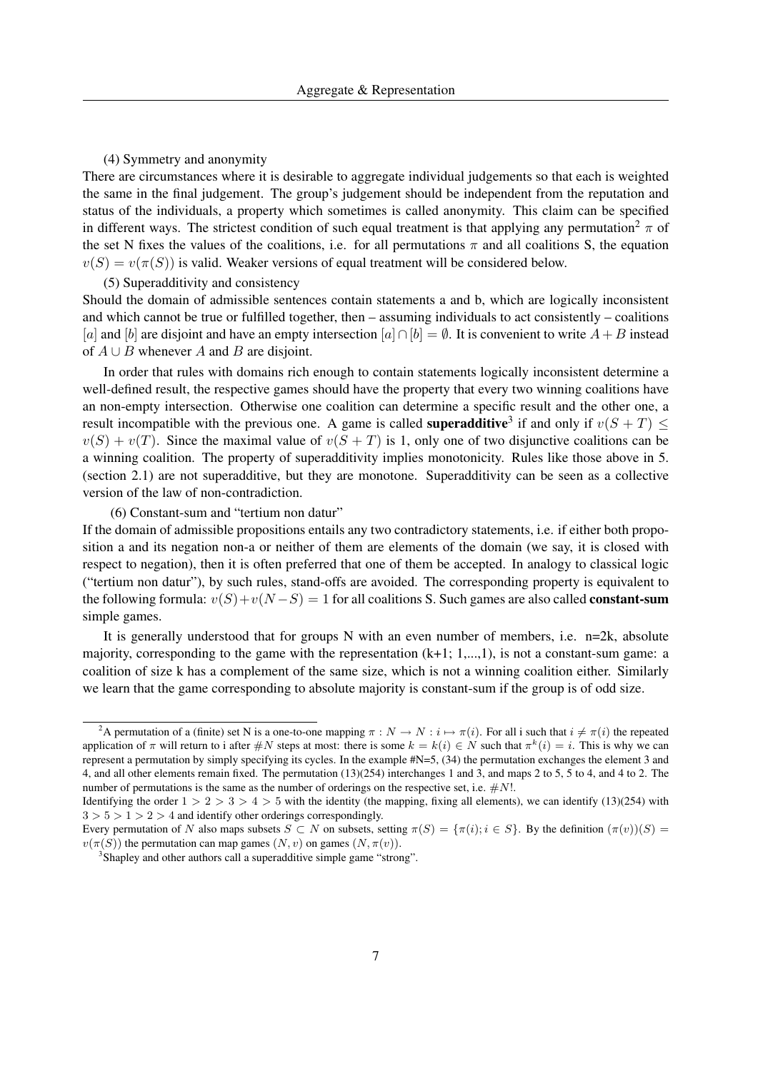(4) Symmetry and anonymity

There are circumstances where it is desirable to aggregate individual judgements so that each is weighted the same in the final judgement. The group's judgement should be independent from the reputation and status of the individuals, a property which sometimes is called anonymity. This claim can be specified in different ways. The strictest condition of such equal treatment is that applying any permutation[2] $\pi$ of the set N fixes the values of the coalitions, i.e. for all permutations $\pi$ and all coalitions S, the equation $v(S) = v(\pi(S))$ is valid. Weaker versions of equal treatment will be considered below.

(5) Superadditivity and consistency

Should the domain of admissible sentences contain statements a and b, which are logically inconsistent and which cannot be true or fulfilled together, then – assuming individuals to act consistently – coalitions $[a]$ and $[b]$ are disjoint and have an empty intersection $[a] \cap [b] = \emptyset$. It is convenient to write $A + B$ instead of $A \cup B$ whenever $A$ and $B$ are disjoint.

In order that rules with domains rich enough to contain statements logically inconsistent determine a well-defined result, the respective games should have the property that every two winning coalitions have an non-empty intersection. Otherwise one coalition can determine a specific result and the other one, a result incompatible with the previous one. A game is called **superadditive**[3] if and only if $v(S + T) \leq v(S) + v(T)$. Since the maximal value of $v(S + T)$ is 1, only one of two disjunctive coalitions can be a winning coalition. The property of superadditivity implies monotonicity. Rules like those above in 5. (section 2.1) are not superadditive, but they are monotone. Superadditivity can be seen as a collective version of the law of non-contradiction.

(6) Constant-sum and "tertium non datur"

If the domain of admissible propositions entails any two contradictory statements, i.e. if either both proposition a and its negation non-a or neither of them are elements of the domain (we say, it is closed with respect to negation), then it is often preferred that one of them be accepted. In analogy to classical logic ("tertium non datur"), by such rules, stand-offs are avoided. The corresponding property is equivalent to the following formula: $v(S)+v(N-S) = 1$ for all coalitions S. Such games are also called **constant-sum** simple games.

It is generally understood that for groups N with an even number of members, i.e. n=2k, absolute majority, corresponding to the game with the representation (k+1; 1,...,1), is not a constant-sum game: a coalition of size k has a complement of the same size, which is not a winning coalition either. Similarly we learn that the game corresponding to absolute majority is constant-sum if the group is of odd size.

---

[2] A permutation of a (finite) set N is a one-to-one mapping $\pi : N \to N : i \mapsto \pi(i)$. For all i such that $i \neq \pi(i)$ the repeated application of $\pi$ will return to i after $\#N$ steps at most: there is some $k = k(i) \in N$ such that $\pi^k(i) = i$. This is why we can represent a permutation by simply specifying its cycles. In the example #N=5, (34) the permutation exchanges the element 3 and 4, and all other elements remain fixed. The permutation (13)(254) interchanges 1 and 3, and maps 2 to 5, 5 to 4, and 4 to 2. The number of permutations is the same as the number of orderings on the respective set, i.e. $\#N!$.

Identifying the order $1 > 2 > 3 > 4 > 5$ with the identity (the mapping, fixing all elements), we can identify (13)(254) with $3 > 5 > 1 > 2 > 4$ and identify other orderings correspondingly.

Every permutation of $N$ also maps subsets $S \subset N$ on subsets, setting $\pi(S) = \{\pi(i); i \in S\}$. By the definition $(\pi(v))(S) = v(\pi(S))$ the permutation can map games $(N, v)$ on games $(N, \pi(v))$.

[3] Shapley and other authors call a superadditive simple game "strong".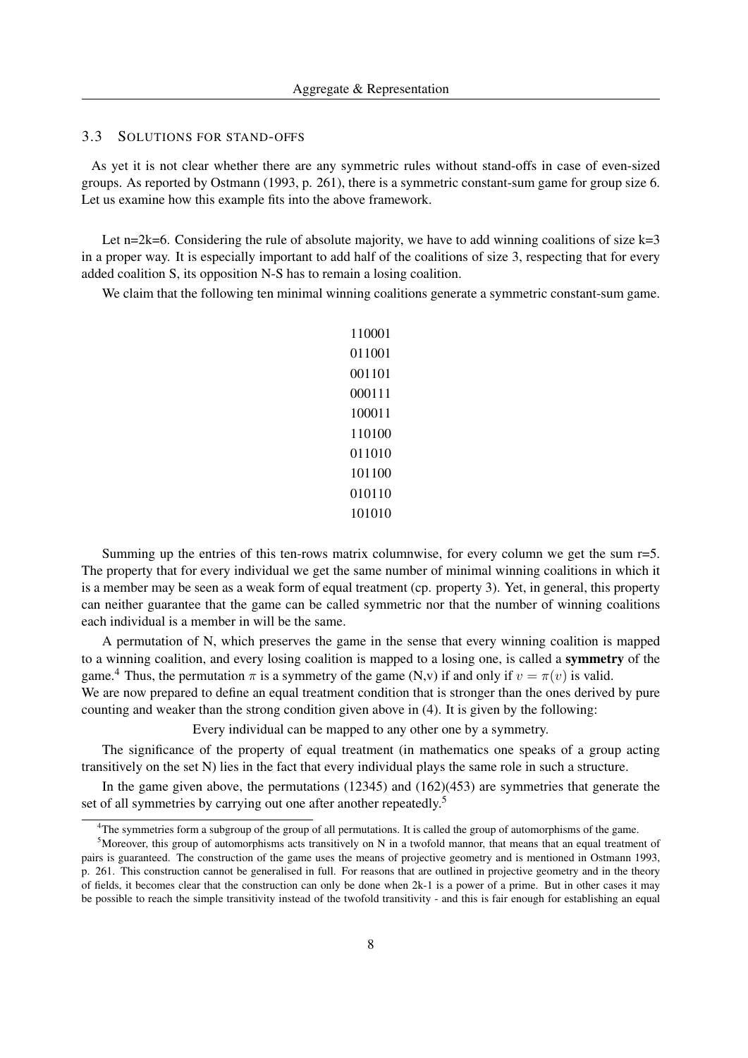### 3.3 Solutions for stand-offs

As yet it is not clear whether there are any symmetric rules without stand-offs in case of even-sized groups. As reported by Ostmann (1993, p. 261), there is a symmetric constant-sum game for group size 6. Let us examine how this example fits into the above framework.

Let n=2k=6. Considering the rule of absolute majority, we have to add winning coalitions of size k=3 in a proper way. It is especially important to add half of the coalitions of size 3, respecting that for every added coalition S, its opposition N-S has to remain a losing coalition.

We claim that the following ten minimal winning coalitions generate a symmetric constant-sum game.

```
110001
011001
001101
000111
100011
110100
011010
101100
010110
101010
```

Summing up the entries of this ten-rows matrix columnwise, for every column we get the sum r=5. The property that for every individual we get the same number of minimal winning coalitions in which it is a member may be seen as a weak form of equal treatment (cp. property 3). Yet, in general, this property can neither guarantee that the game can be called symmetric nor that the number of winning coalitions each individual is a member in will be the same.

A permutation of N, which preserves the game in the sense that every winning coalition is mapped to a winning coalition, and every losing coalition is mapped to a losing one, is called a **symmetry** of the game.[4] Thus, the permutation $\pi$ is a symmetry of the game (N,v) if and only if $v = \pi(v)$ is valid.
We are now prepared to define an equal treatment condition that is stronger than the ones derived by pure counting and weaker than the strong condition given above in (4). It is given by the following:

Every individual can be mapped to any other one by a symmetry.

The significance of the property of equal treatment (in mathematics one speaks of a group acting transitively on the set N) lies in the fact that every individual plays the same role in such a structure.

In the game given above, the permutations (12345) and (162)(453) are symmetries that generate the set of all symmetries by carrying out one after another repeatedly.[5]

---

[4] The symmetries form a subgroup of the group of all permutations. It is called the group of automorphisms of the game.

[5] Moreover, this group of automorphisms acts transitively on N in a twofold mannor, that means that an equal treatment of pairs is guaranteed. The construction of the game uses the means of projective geometry and is mentioned in Ostmann 1993, p. 261. This construction cannot be generalised in full. For reasons that are outlined in projective geometry and in the theory of fields, it becomes clear that the construction can only be done when 2k-1 is a power of a prime. But in other cases it may be possible to reach the simple transitivity instead of the twofold transitivity - and this is fair enough for establishing an equal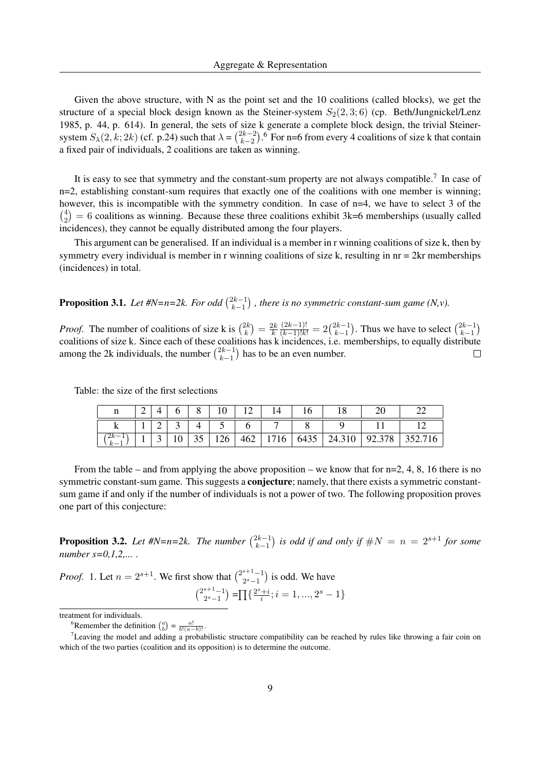Given the above structure, with N as the point set and the 10 coalitions (called blocks), we get the structure of a special block design known as the Steiner-system $S_2(2, 3; 6)$ (cp. Beth/Jungnickel/Lenz 1985, p. 44, p. 614). In general, the sets of size k generate a complete block design, the trivial Steiner-system $S_\lambda(2, k; 2k)$ (cf. p.24) such that $\lambda = \binom{2k-2}{k-2}$.[6] For n=6 from every 4 coalitions of size k that contain a fixed pair of individuals, 2 coalitions are taken as winning.

It is easy to see that symmetry and the constant-sum property are not always compatible.[7] In case of n=2, establishing constant-sum requires that exactly one of the coalitions with one member is winning; however, this is incompatible with the symmetry condition. In case of n=4, we have to select 3 of the $\binom{4}{2} = 6$ coalitions as winning. Because these three coalitions exhibit 3k=6 memberships (usually called incidences), they cannot be equally distributed among the four players.

This argument can be generalised. If an individual is a member in r winning coalitions of size k, then by symmetry every individual is member in r winning coalitions of size k, resulting in nr = 2kr memberships (incidences) in total.

**Proposition 3.1.** *Let #N=n=2k. For odd $\binom{2k-1}{k-1}$ , there is no symmetric constant-sum game (N,v).*

*Proof.* The number of coalitions of size k is $\binom{2k}{k} = \frac{2k}{k}\frac{(2k-1)!}{(k-1)!k!} = 2\binom{2k-1}{k-1}$. Thus we have to select $\binom{2k-1}{k-1}$ coalitions of size k. Since each of these coalitions has k incidences, i.e. memberships, to equally distribute among the 2k individuals, the number $\binom{2k-1}{k-1}$ has to be an even number. □

Table: the size of the first selections

| n | 2 | 4 | 6 | 8 | 10 | 12 | 14 | 16 | 18 | 20 | 22 |
|---|---|---|---|---|---|---|---|---|---|---|---|
| k | 1 | 2 | 3 | 4 | 5 | 6 | 7 | 8 | 9 | 11 | 12 |
| $\binom{2k-1}{k-1}$ | 1 | 3 | 10 | 35 | 126 | 462 | 1716 | 6435 | 24.310 | 92.378 | 352.716 |

From the table – and from applying the above proposition – we know that for n=2, 4, 8, 16 there is no symmetric constant-sum game. This suggests a **conjecture**; namely, that there exists a symmetric constant-sum game if and only if the number of individuals is not a power of two. The following proposition proves one part of this conjecture:

**Proposition 3.2.** *Let #N=n=2k. The number $\binom{2k-1}{k-1}$ is odd if and only if $\#N = n = 2^{s+1}$ for some number s=0,1,2,... .*

*Proof.* 1. Let $n = 2^{s+1}$. We first show that $\binom{2^{s+1}-1}{2^s-1}$ is odd. We have

$$\binom{2^{s+1}-1}{2^s-1} = \prod\{\tfrac{2^s+i}{i}; i = 1, ..., 2^s - 1\}$$

treatment for individuals.

[6] Remember the definition $\binom{a}{b} = \frac{a!}{b!(a-b)!}$.

[7] Leaving the model and adding a probabilistic structure compatibility can be reached by rules like throwing a fair coin on which of the two parties (coalition and its opposition) is to determine the outcome.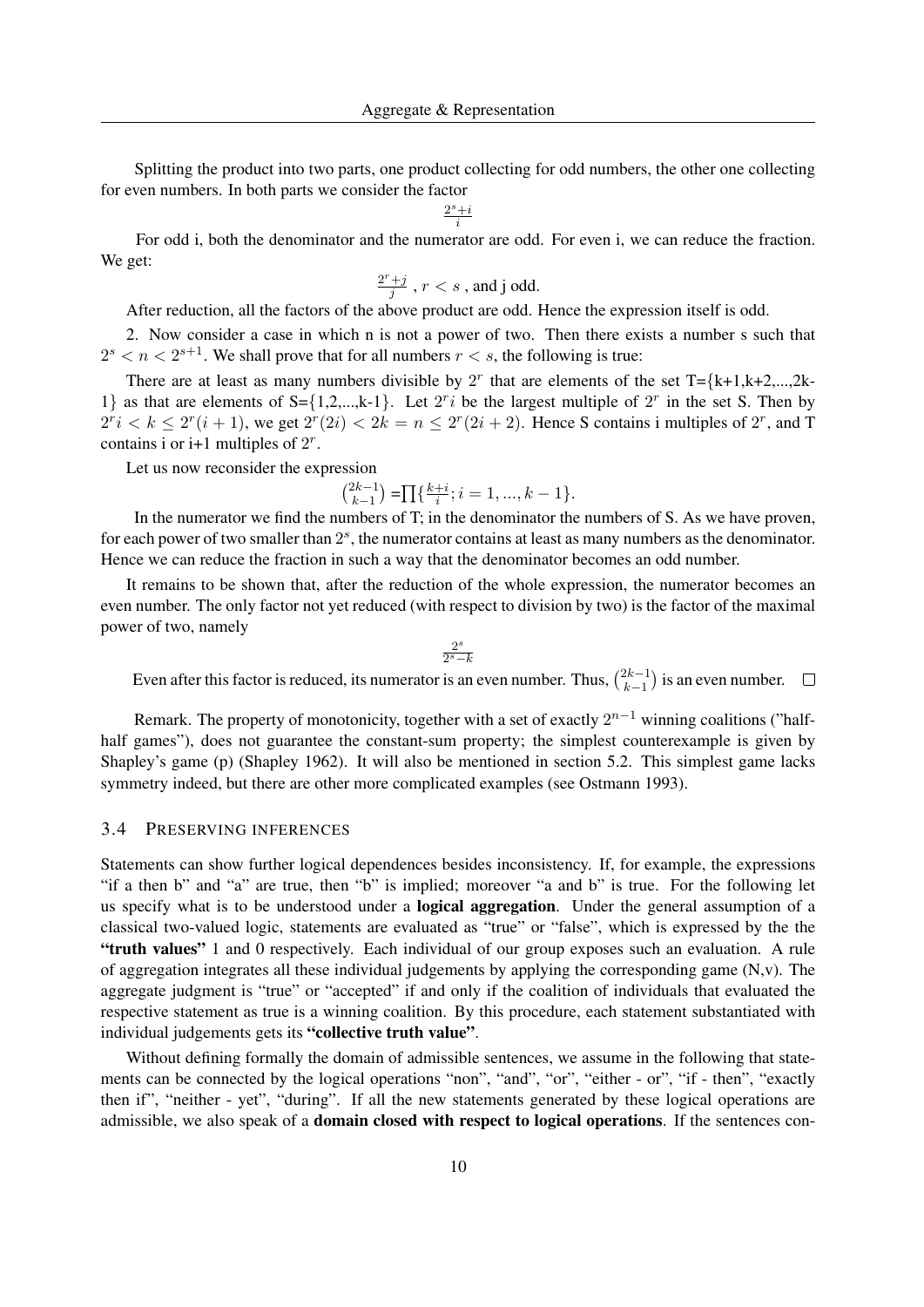Splitting the product into two parts, one product collecting for odd numbers, the other one collecting for even numbers. In both parts we consider the factor

$$\frac{2^s+i}{i}$$

For odd i, both the denominator and the numerator are odd. For even i, we can reduce the fraction. We get:

$$\frac{2^r+j}{j} \text{ , } r < s \text{ , and j odd.}$$

After reduction, all the factors of the above product are odd. Hence the expression itself is odd.

2. Now consider a case in which n is not a power of two. Then there exists a number s such that $2^s < n < 2^{s+1}$. We shall prove that for all numbers $r < s$, the following is true:

There are at least as many numbers divisible by $2^r$ that are elements of the set T={k+1,k+2,...,2k-1} as that are elements of S={1,2,...,k-1}. Let $2^r i$ be the largest multiple of $2^r$ in the set S. Then by $2^r i < k \leq 2^r(i+1)$, we get $2^r(2i) < 2k = n \leq 2^r(2i+2)$. Hence S contains i multiples of $2^r$, and T contains i or i+1 multiples of $2^r$.

Let us now reconsider the expression

$$\binom{2k-1}{k-1} = \prod\{\frac{k+i}{i}; i = 1, ..., k-1\}.$$

In the numerator we find the numbers of T; in the denominator the numbers of S. As we have proven, for each power of two smaller than $2^s$, the numerator contains at least as many numbers as the denominator. Hence we can reduce the fraction in such a way that the denominator becomes an odd number.

It remains to be shown that, after the reduction of the whole expression, the numerator becomes an even number. The only factor not yet reduced (with respect to division by two) is the factor of the maximal power of two, namely

$$\frac{2^s}{2^s-k}$$

Even after this factor is reduced, its numerator is an even number. Thus, $\binom{2k-1}{k-1}$ is an even number. □

Remark. The property of monotonicity, together with a set of exactly $2^{n-1}$ winning coalitions ("half-half games"), does not guarantee the constant-sum property; the simplest counterexample is given by Shapley's game (p) (Shapley 1962). It will also be mentioned in section 5.2. This simplest game lacks symmetry indeed, but there are other more complicated examples (see Ostmann 1993).

### 3.4 Preserving inferences

Statements can show further logical dependences besides inconsistency. If, for example, the expressions "if a then b" and "a" are true, then "b" is implied; moreover "a and b" is true. For the following let us specify what is to be understood under a **logical aggregation**. Under the general assumption of a classical two-valued logic, statements are evaluated as "true" or "false", which is expressed by the the **"truth values"** 1 and 0 respectively. Each individual of our group exposes such an evaluation. A rule of aggregation integrates all these individual judgements by applying the corresponding game (N,v). The aggregate judgment is "true" or "accepted" if and only if the coalition of individuals that evaluated the respective statement as true is a winning coalition. By this procedure, each statement substantiated with individual judgements gets its **"collective truth value"**.

Without defining formally the domain of admissible sentences, we assume in the following that statements can be connected by the logical operations "non", "and", "or", "either - or", "if - then", "exactly then if", "neither - yet", "during". If all the new statements generated by these logical operations are admissible, we also speak of a **domain closed with respect to logical operations**. If the sentences con-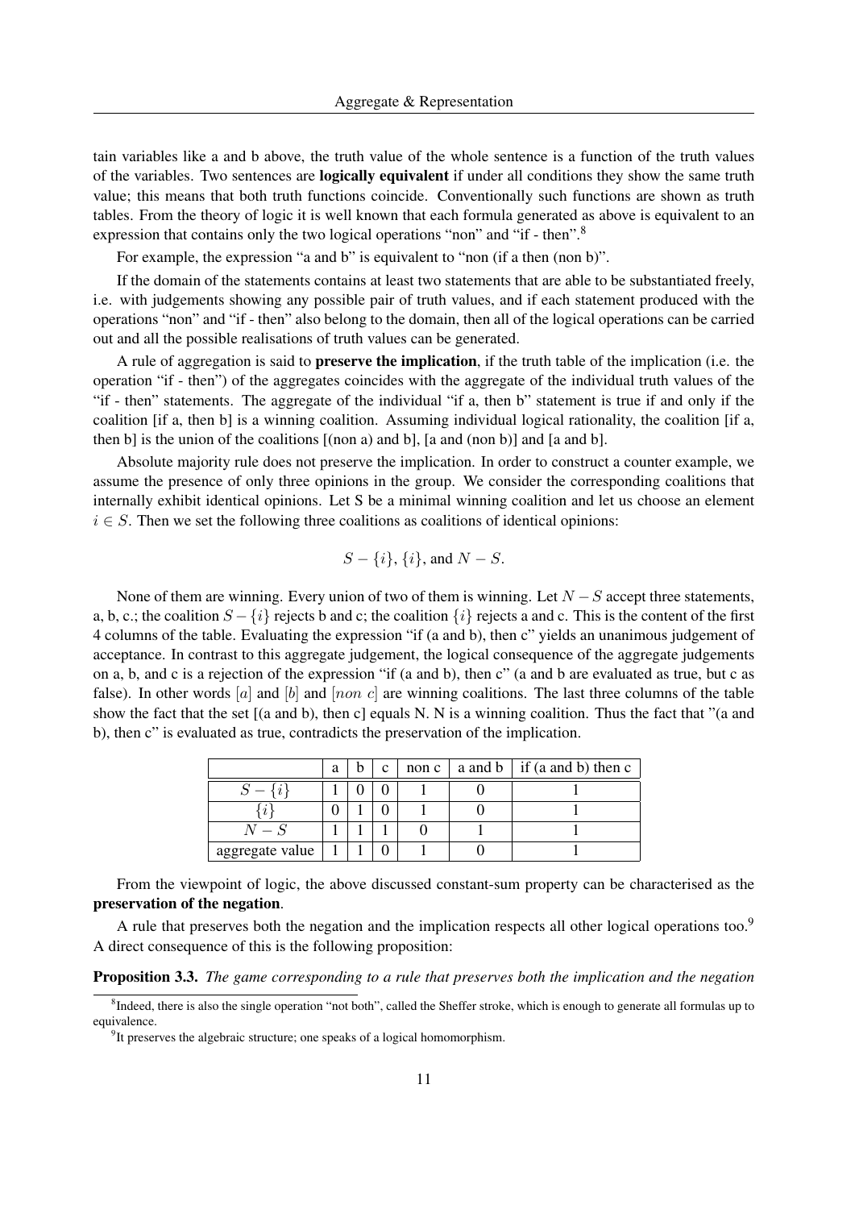tain variables like a and b above, the truth value of the whole sentence is a function of the truth values of the variables. Two sentences are **logically equivalent** if under all conditions they show the same truth value; this means that both truth functions coincide. Conventionally such functions are shown as truth tables. From the theory of logic it is well known that each formula generated as above is equivalent to an expression that contains only the two logical operations "non" and "if - then".[8]

For example, the expression "a and b" is equivalent to "non (if a then (non b)".

If the domain of the statements contains at least two statements that are able to be substantiated freely, i.e. with judgements showing any possible pair of truth values, and if each statement produced with the operations "non" and "if - then" also belong to the domain, then all of the logical operations can be carried out and all the possible realisations of truth values can be generated.

A rule of aggregation is said to **preserve the implication**, if the truth table of the implication (i.e. the operation "if - then") of the aggregates coincides with the aggregate of the individual truth values of the "if - then" statements. The aggregate of the individual "if a, then b" statement is true if and only if the coalition [if a, then b] is a winning coalition. Assuming individual logical rationality, the coalition [if a, then b] is the union of the coalitions [(non a) and b], [a and (non b)] and [a and b].

Absolute majority rule does not preserve the implication. In order to construct a counter example, we assume the presence of only three opinions in the group. We consider the corresponding coalitions that internally exhibit identical opinions. Let S be a minimal winning coalition and let us choose an element $i \in S$. Then we set the following three coalitions as coalitions of identical opinions:

$$S - \{i\}, \{i\}, \text{and } N - S.$$

None of them are winning. Every union of two of them is winning. Let $N - S$ accept three statements, a, b, c.; the coalition $S - \{i\}$ rejects b and c; the coalition $\{i\}$ rejects a and c. This is the content of the first 4 columns of the table. Evaluating the expression "if (a and b), then c" yields an unanimous judgement of acceptance. In contrast to this aggregate judgement, the logical consequence of the aggregate judgements on a, b, and c is a rejection of the expression "if (a and b), then c" (a and b are evaluated as true, but c as false). In other words $[a]$ and $[b]$ and $[non\ c]$ are winning coalitions. The last three columns of the table show the fact that the set [(a and b), then c] equals N. N is a winning coalition. Thus the fact that "(a and b), then c" is evaluated as true, contradicts the preservation of the implication.

| | a | b | c | non c | a and b | if (a and b) then c |
|---|---|---|---|---|---|---|
| $S - \{i\}$ | 1 | 0 | 0 | 1 | 0 | 1 |
| $\{i\}$ | 0 | 1 | 0 | 1 | 0 | 1 |
| $N - S$ | 1 | 1 | 1 | 0 | 1 | 1 |
| aggregate value | 1 | 1 | 0 | 1 | 0 | 1 |

From the viewpoint of logic, the above discussed constant-sum property can be characterised as the **preservation of the negation**.

A rule that preserves both the negation and the implication respects all other logical operations too.[9] A direct consequence of this is the following proposition:

**Proposition 3.3.** *The game corresponding to a rule that preserves both the implication and the negation*

[8] Indeed, there is also the single operation "not both", called the Sheffer stroke, which is enough to generate all formulas up to equivalence.

[9] It preserves the algebraic structure; one speaks of a logical homomorphism.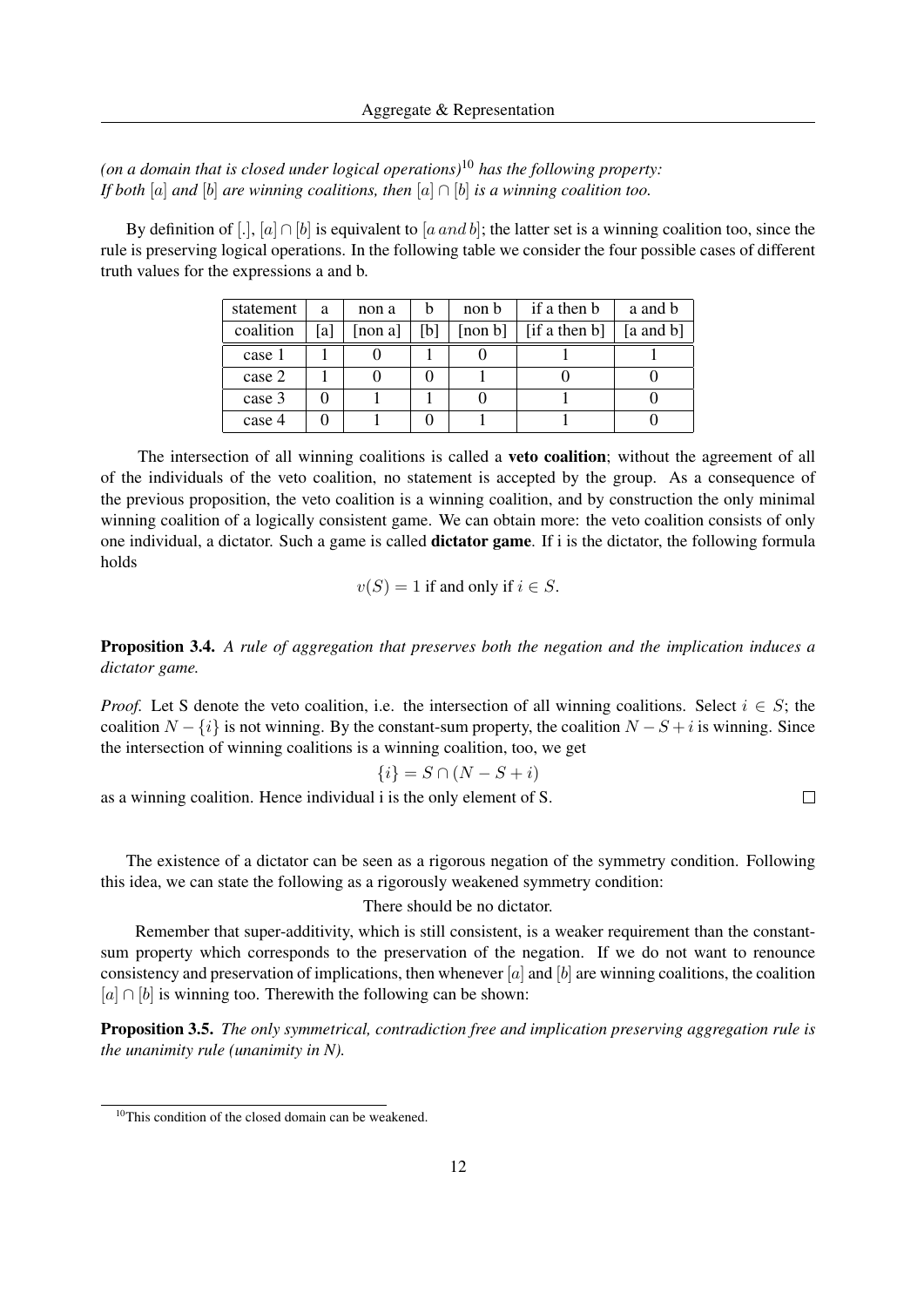*(on a domain that is closed under logical operations)*[10] *has the following property: If both $[a]$ and $[b]$ are winning coalitions, then $[a] \cap [b]$ is a winning coalition too.*

By definition of $[.]$, $[a] \cap [b]$ is equivalent to $[a \, and \, b]$; the latter set is a winning coalition too, since the rule is preserving logical operations. In the following table we consider the four possible cases of different truth values for the expressions a and b.

| statement | a | non a | b | non b | if a then b | a and b |
|---|---|---|---|---|---|---|
| coalition | [a] | [non a] | [b] | [non b] | [if a then b] | [a and b] |
| case 1 | 1 | 0 | 1 | 0 | 1 | 1 |
| case 2 | 1 | 0 | 0 | 1 | 0 | 0 |
| case 3 | 0 | 1 | 1 | 0 | 1 | 0 |
| case 4 | 0 | 1 | 0 | 1 | 1 | 0 |

The intersection of all winning coalitions is called a **veto coalition**; without the agreement of all of the individuals of the veto coalition, no statement is accepted by the group. As a consequence of the previous proposition, the veto coalition is a winning coalition, and by construction the only minimal winning coalition of a logically consistent game. We can obtain more: the veto coalition consists of only one individual, a dictator. Such a game is called **dictator game**. If i is the dictator, the following formula holds

$$v(S) = 1 \text{ if and only if } i \in S.$$

**Proposition 3.4.** *A rule of aggregation that preserves both the negation and the implication induces a dictator game.*

*Proof.* Let S denote the veto coalition, i.e. the intersection of all winning coalitions. Select $i \in S$; the coalition $N - \{i\}$ is not winning. By the constant-sum property, the coalition $N - S + i$ is winning. Since the intersection of winning coalitions is a winning coalition, too, we get

$$\{i\} = S \cap (N - S + i)$$

as a winning coalition. Hence individual i is the only element of S. □

The existence of a dictator can be seen as a rigorous negation of the symmetry condition. Following this idea, we can state the following as a rigorously weakened symmetry condition:

There should be no dictator.

Remember that super-additivity, which is still consistent, is a weaker requirement than the constant-sum property which corresponds to the preservation of the negation. If we do not want to renounce consistency and preservation of implications, then whenever $[a]$ and $[b]$ are winning coalitions, the coalition $[a] \cap [b]$ is winning too. Therewith the following can be shown:

**Proposition 3.5.** *The only symmetrical, contradiction free and implication preserving aggregation rule is the unanimity rule (unanimity in N).*

[10] This condition of the closed domain can be weakened.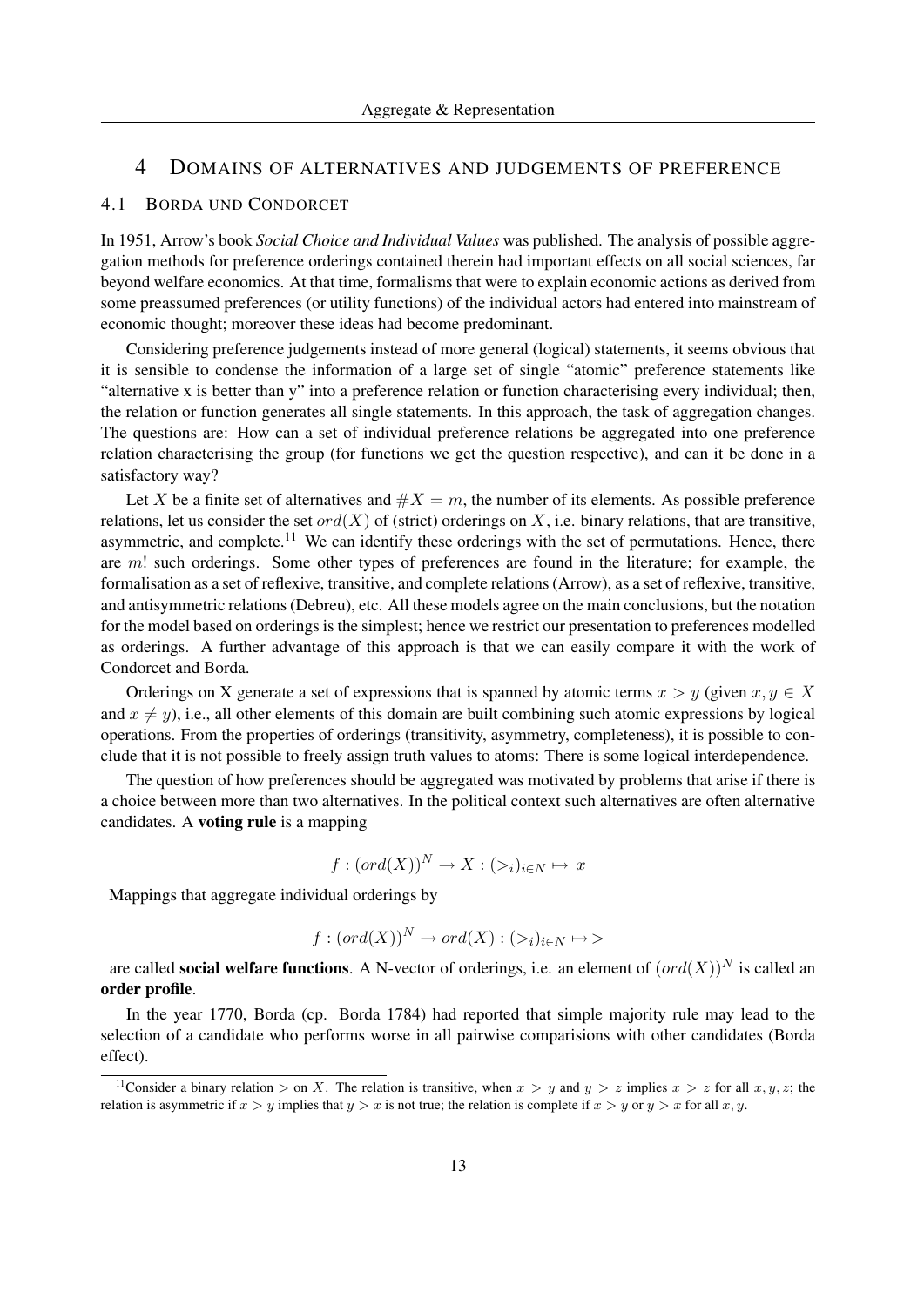# 4 Domains of alternatives and judgements of preference

## 4.1 Borda und Condorcet

In 1951, Arrow's book *Social Choice and Individual Values* was published. The analysis of possible aggregation methods for preference orderings contained therein had important effects on all social sciences, far beyond welfare economics. At that time, formalisms that were to explain economic actions as derived from some preassumed preferences (or utility functions) of the individual actors had entered into mainstream of economic thought; moreover these ideas had become predominant.

Considering preference judgements instead of more general (logical) statements, it seems obvious that it is sensible to condense the information of a large set of single "atomic" preference statements like "alternative x is better than y" into a preference relation or function characterising every individual; then, the relation or function generates all single statements. In this approach, the task of aggregation changes. The questions are: How can a set of individual preference relations be aggregated into one preference relation characterising the group (for functions we get the question respective), and can it be done in a satisfactory way?

Let $X$ be a finite set of alternatives and $\#X = m$, the number of its elements. As possible preference relations, let us consider the set $ord(X)$ of (strict) orderings on $X$, i.e. binary relations, that are transitive, asymmetric, and complete.[11] We can identify these orderings with the set of permutations. Hence, there are $m!$ such orderings. Some other types of preferences are found in the literature; for example, the formalisation as a set of reflexive, transitive, and complete relations (Arrow), as a set of reflexive, transitive, and antisymmetric relations (Debreu), etc. All these models agree on the main conclusions, but the notation for the model based on orderings is the simplest; hence we restrict our presentation to preferences modelled as orderings. A further advantage of this approach is that we can easily compare it with the work of Condorcet and Borda.

Orderings on X generate a set of expressions that is spanned by atomic terms $x > y$ (given $x, y \in X$ and $x \neq y$), i.e., all other elements of this domain are built combining such atomic expressions by logical operations. From the properties of orderings (transitivity, asymmetry, completeness), it is possible to conclude that it is not possible to freely assign truth values to atoms: There is some logical interdependence.

The question of how preferences should be aggregated was motivated by problems that arise if there is a choice between more than two alternatives. In the political context such alternatives are often alternative candidates. A **voting rule** is a mapping

$$f : (ord(X))^N \to X : (>_i)_{i \in N} \mapsto x$$

Mappings that aggregate individual orderings by

$$f : (ord(X))^N \to ord(X) : (>_i)_{i \in N} \mapsto >$$

are called **social welfare functions**. A N-vector of orderings, i.e. an element of $(ord(X))^N$ is called an **order profile**.

In the year 1770, Borda (cp. Borda 1784) had reported that simple majority rule may lead to the selection of a candidate who performs worse in all pairwise comparisions with other candidates (Borda effect).

[11] Consider a binary relation $>$ on $X$. The relation is transitive, when $x > y$ and $y > z$ implies $x > z$ for all $x, y, z$; the relation is asymmetric if $x > y$ implies that $y > x$ is not true; the relation is complete if $x > y$ or $y > x$ for all $x, y$.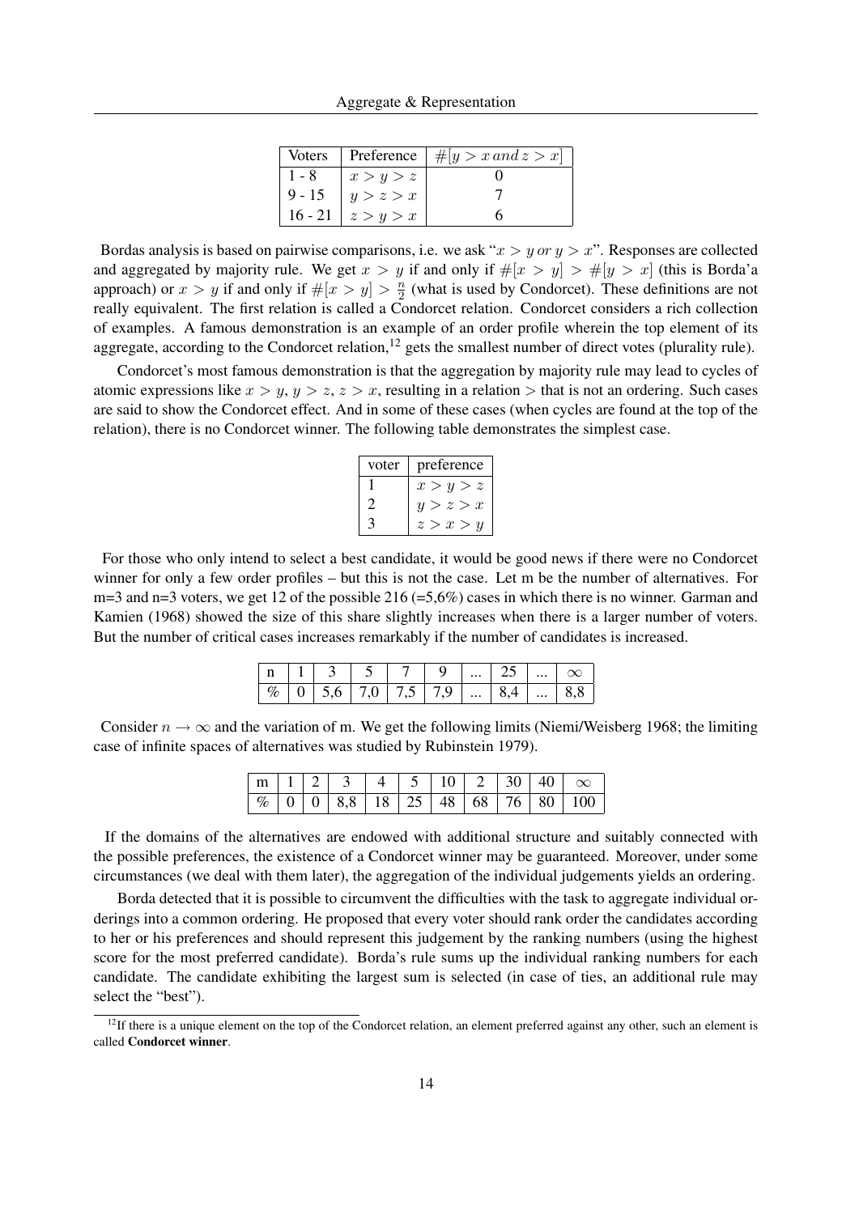| Voters | Preference | $\#[y > x \, and \, z > x]$ |
|---|---|---|
| 1 - 8 | $x > y > z$ | 0 |
| 9 - 15 | $y > z > x$ | 7 |
| 16 - 21 | $z > y > x$ | 6 |

Bordas analysis is based on pairwise comparisons, i.e. we ask "$x > y \, or \, y > x$". Responses are collected and aggregated by majority rule. We get $x > y$ if and only if $\#[x > y] > \#[y > x]$ (this is Borda'a approach) or $x > y$ if and only if $\#[x > y] > \frac{n}{2}$ (what is used by Condorcet). These definitions are not really equivalent. The first relation is called a Condorcet relation. Condorcet considers a rich collection of examples. A famous demonstration is an example of an order profile wherein the top element of its aggregate, according to the Condorcet relation,[12] gets the smallest number of direct votes (plurality rule).

Condorcet's most famous demonstration is that the aggregation by majority rule may lead to cycles of atomic expressions like $x > y$, $y > z$, $z > x$, resulting in a relation $>$ that is not an ordering. Such cases are said to show the Condorcet effect. And in some of these cases (when cycles are found at the top of the relation), there is no Condorcet winner. The following table demonstrates the simplest case.

| voter | preference |
|---|---|
| 1 | $x > y > z$ |
| 2 | $y > z > x$ |
| 3 | $z > x > y$ |

For those who only intend to select a best candidate, it would be good news if there were no Condorcet winner for only a few order profiles – but this is not the case. Let m be the number of alternatives. For m=3 and n=3 voters, we get 12 of the possible 216 (=5,6%) cases in which there is no winner. Garman and Kamien (1968) showed the size of this share slightly increases when there is a larger number of voters. But the number of critical cases increases remarkably if the number of candidates is increased.

| n | 1 | 3 | 5 | 7 | 9 | ... | 25 | ... | $\infty$ |
|---|---|---|---|---|---|---|---|---|---|
| % | 0 | 5,6 | 7,0 | 7,5 | 7,9 | ... | 8,4 | ... | 8,8 |

Consider $n \to \infty$ and the variation of m. We get the following limits (Niemi/Weisberg 1968; the limiting case of infinite spaces of alternatives was studied by Rubinstein 1979).

| m | 1 | 2 | 3 | 4 | 5 | 10 | 2 | 30 | 40 | $\infty$ |
|---|---|---|---|---|---|---|---|---|---|---|
| % | 0 | 0 | 8,8 | 18 | 25 | 48 | 68 | 76 | 80 | 100 |

If the domains of the alternatives are endowed with additional structure and suitably connected with the possible preferences, the existence of a Condorcet winner may be guaranteed. Moreover, under some circumstances (we deal with them later), the aggregation of the individual judgements yields an ordering.

Borda detected that it is possible to circumvent the difficulties with the task to aggregate individual orderings into a common ordering. He proposed that every voter should rank order the candidates according to her or his preferences and should represent this judgement by the ranking numbers (using the highest score for the most preferred candidate). Borda's rule sums up the individual ranking numbers for each candidate. The candidate exhibiting the largest sum is selected (in case of ties, an additional rule may select the "best").

[12] If there is a unique element on the top of the Condorcet relation, an element preferred against any other, such an element is called **Condorcet winner**.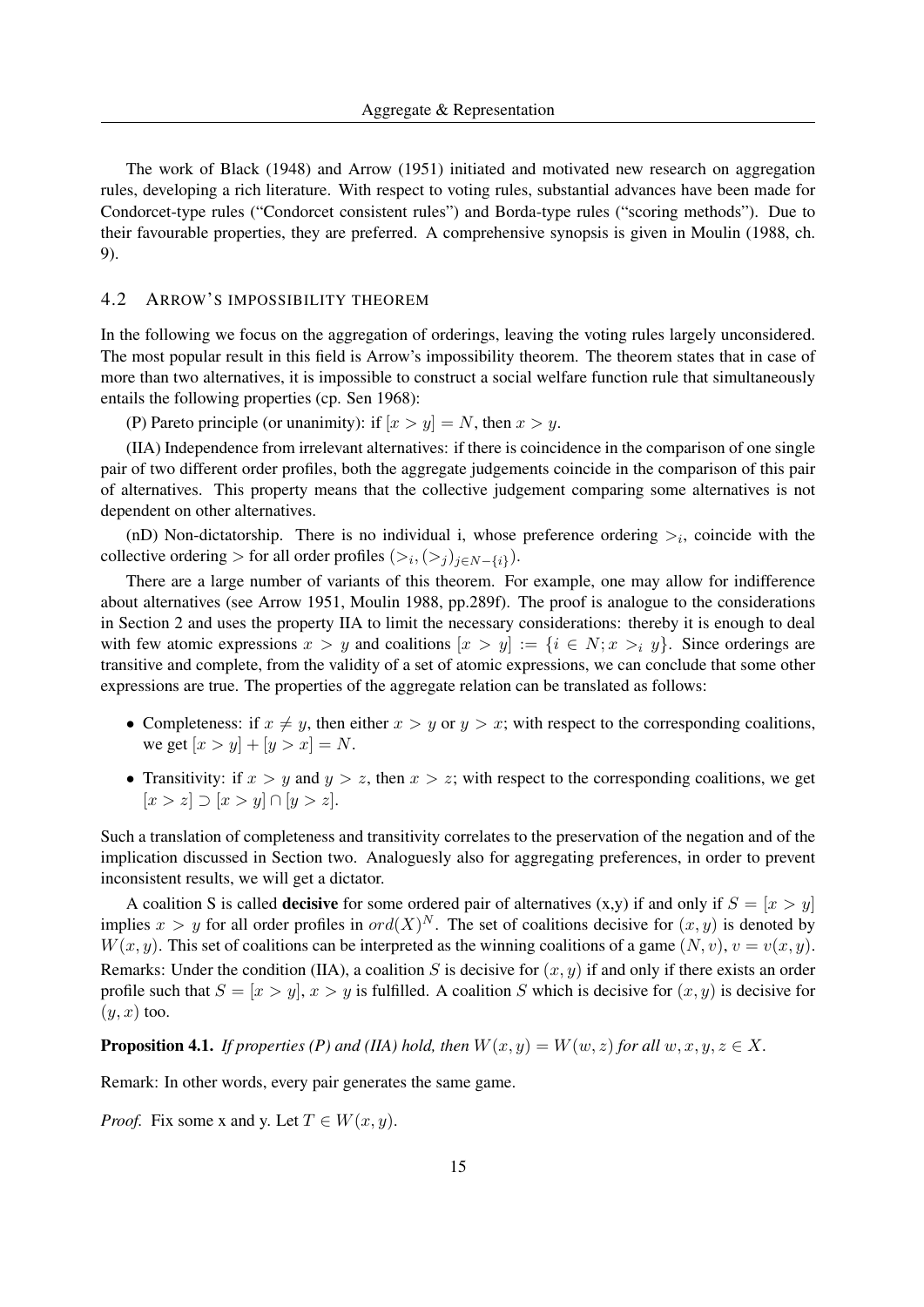The work of Black (1948) and Arrow (1951) initiated and motivated new research on aggregation rules, developing a rich literature. With respect to voting rules, substantial advances have been made for Condorcet-type rules ("Condorcet consistent rules") and Borda-type rules ("scoring methods"). Due to their favourable properties, they are preferred. A comprehensive synopsis is given in Moulin (1988, ch. 9).

## 4.2 Arrow's impossibility theorem

In the following we focus on the aggregation of orderings, leaving the voting rules largely unconsidered. The most popular result in this field is Arrow's impossibility theorem. The theorem states that in case of more than two alternatives, it is impossible to construct a social welfare function rule that simultaneously entails the following properties (cp. Sen 1968):

(P) Pareto principle (or unanimity): if $[x > y] = N$, then $x > y$.

(IIA) Independence from irrelevant alternatives: if there is coincidence in the comparison of one single pair of two different order profiles, both the aggregate judgements coincide in the comparison of this pair of alternatives. This property means that the collective judgement comparing some alternatives is not dependent on other alternatives.

(nD) Non-dictatorship. There is no individual i, whose preference ordering $>_i$, coincide with the collective ordering $>$ for all order profiles $(>_i, (>_j)_{j \in N-\{i\}})$.

There are a large number of variants of this theorem. For example, one may allow for indifference about alternatives (see Arrow 1951, Moulin 1988, pp.289f). The proof is analogue to the considerations in Section 2 and uses the property IIA to limit the necessary considerations: thereby it is enough to deal with few atomic expressions $x > y$ and coalitions $[x > y] := \{i \in N; x >_i y\}$. Since orderings are transitive and complete, from the validity of a set of atomic expressions, we can conclude that some other expressions are true. The properties of the aggregate relation can be translated as follows:

- Completeness: if $x \neq y$, then either $x > y$ or $y > x$; with respect to the corresponding coalitions, we get $[x > y] + [y > x] = N$.
- Transitivity: if $x > y$ and $y > z$, then $x > z$; with respect to the corresponding coalitions, we get $[x > z] \supset [x > y] \cap [y > z]$.

Such a translation of completeness and transitivity correlates to the preservation of the negation and of the implication discussed in Section two. Analoguesly also for aggregating preferences, in order to prevent inconsistent results, we will get a dictator.

A coalition S is called **decisive** for some ordered pair of alternatives (x,y) if and only if $S = [x > y]$ implies $x > y$ for all order profiles in $ord(X)^N$. The set of coalitions decisive for $(x, y)$ is denoted by $W(x, y)$. This set of coalitions can be interpreted as the winning coalitions of a game $(N, v)$, $v = v(x, y)$. Remarks: Under the condition (IIA), a coalition $S$ is decisive for $(x, y)$ if and only if there exists an order profile such that $S = [x > y]$, $x > y$ is fulfilled. A coalition $S$ which is decisive for $(x, y)$ is decisive for $(y, x)$ too.

**Proposition 4.1.** *If properties (P) and (IIA) hold, then $W(x, y) = W(w, z)$ for all $w, x, y, z \in X$.*

Remark: In other words, every pair generates the same game.

*Proof.* Fix some x and y. Let $T \in W(x, y)$.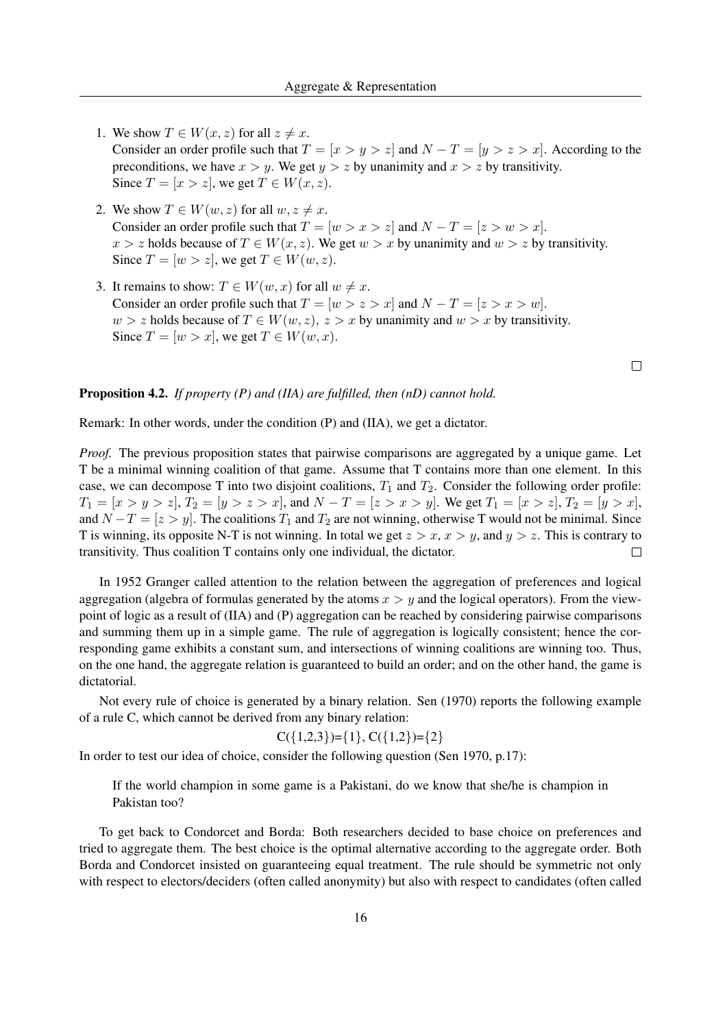1. We show $T \in W(x, z)$ for all $z \neq x$.
   Consider an order profile such that $T = [x > y > z]$ and $N - T = [y > z > x]$. According to the preconditions, we have $x > y$. We get $y > z$ by unanimity and $x > z$ by transitivity.
   Since $T = [x > z]$, we get $T \in W(x, z)$.

2. We show $T \in W(w, z)$ for all $w, z \neq x$.
   Consider an order profile such that $T = [w > x > z]$ and $N - T = [z > w > x]$.
   $x > z$ holds because of $T \in W(x, z)$. We get $w > x$ by unanimity and $w > z$ by transitivity.
   Since $T = [w > z]$, we get $T \in W(w, z)$.

3. It remains to show: $T \in W(w, x)$ for all $w \neq x$.
   Consider an order profile such that $T = [w > z > x]$ and $N - T = [z > x > w]$.
   $w > z$ holds because of $T \in W(w, z)$, $z > x$ by unanimity and $w > x$ by transitivity.
   Since $T = [w > x]$, we get $T \in W(w, x)$.

□

**Proposition 4.2.** *If property (P) and (IIA) are fulfilled, then (nD) cannot hold.*

Remark: In other words, under the condition (P) and (IIA), we get a dictator.

*Proof.* The previous proposition states that pairwise comparisons are aggregated by a unique game. Let T be a minimal winning coalition of that game. Assume that T contains more than one element. In this case, we can decompose T into two disjoint coalitions, $T_1$ and $T_2$. Consider the following order profile: $T_1 = [x > y > z]$, $T_2 = [y > z > x]$, and $N - T = [z > x > y]$. We get $T_1 = [x > z]$, $T_2 = [y > x]$, and $N - T = [z > y]$. The coalitions $T_1$ and $T_2$ are not winning, otherwise T would not be minimal. Since T is winning, its opposite N-T is not winning. In total we get $z > x$, $x > y$, and $y > z$. This is contrary to transitivity. Thus coalition T contains only one individual, the dictator. □

In 1952 Granger called attention to the relation between the aggregation of preferences and logical aggregation (algebra of formulas generated by the atoms $x > y$ and the logical operators). From the viewpoint of logic as a result of (IIA) and (P) aggregation can be reached by considering pairwise comparisons and summing them up in a simple game. The rule of aggregation is logically consistent; hence the corresponding game exhibits a constant sum, and intersections of winning coalitions are winning too. Thus, on the one hand, the aggregate relation is guaranteed to build an order; and on the other hand, the game is dictatorial.

Not every rule of choice is generated by a binary relation. Sen (1970) reports the following example of a rule C, which cannot be derived from any binary relation:

$$C(\{1,2,3\})=\{1\},\ C(\{1,2\})=\{2\}$$

In order to test our idea of choice, consider the following question (Sen 1970, p.17):

> If the world champion in some game is a Pakistani, do we know that she/he is champion in Pakistan too?

To get back to Condorcet and Borda: Both researchers decided to base choice on preferences and tried to aggregate them. The best choice is the optimal alternative according to the aggregate order. Both Borda and Condorcet insisted on guaranteeing equal treatment. The rule should be symmetric not only with respect to electors/deciders (often called anonymity) but also with respect to candidates (often called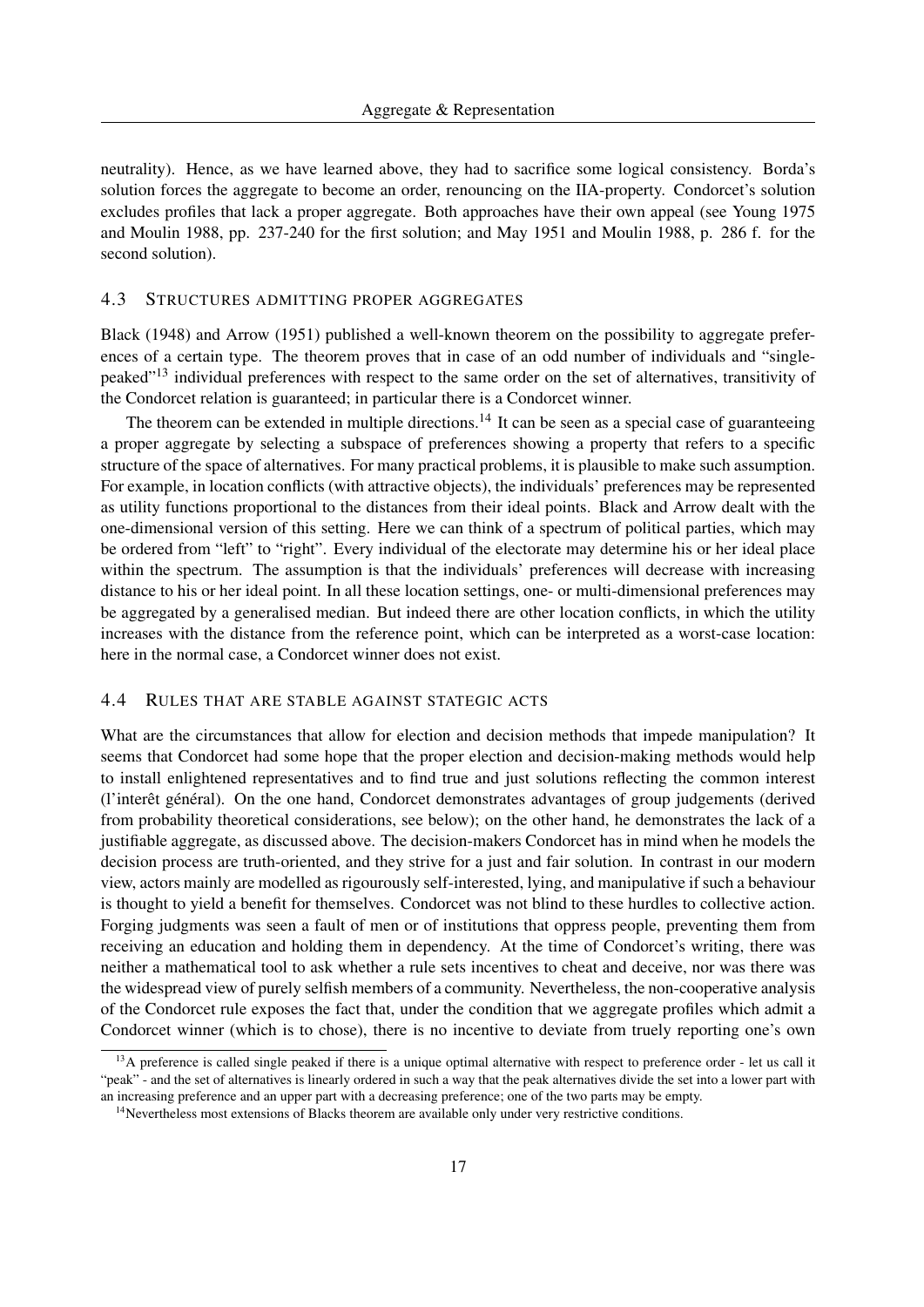neutrality). Hence, as we have learned above, they had to sacrifice some logical consistency. Borda's solution forces the aggregate to become an order, renouncing on the IIA-property. Condorcet's solution excludes profiles that lack a proper aggregate. Both approaches have their own appeal (see Young 1975 and Moulin 1988, pp. 237-240 for the first solution; and May 1951 and Moulin 1988, p. 286 f. for the second solution).

### 4.3 Structures admitting proper aggregates

Black (1948) and Arrow (1951) published a well-known theorem on the possibility to aggregate preferences of a certain type. The theorem proves that in case of an odd number of individuals and "single-peaked"[13] individual preferences with respect to the same order on the set of alternatives, transitivity of the Condorcet relation is guaranteed; in particular there is a Condorcet winner.

The theorem can be extended in multiple directions.[14] It can be seen as a special case of guaranteeing a proper aggregate by selecting a subspace of preferences showing a property that refers to a specific structure of the space of alternatives. For many practical problems, it is plausible to make such assumption. For example, in location conflicts (with attractive objects), the individuals' preferences may be represented as utility functions proportional to the distances from their ideal points. Black and Arrow dealt with the one-dimensional version of this setting. Here we can think of a spectrum of political parties, which may be ordered from "left" to "right". Every individual of the electorate may determine his or her ideal place within the spectrum. The assumption is that the individuals' preferences will decrease with increasing distance to his or her ideal point. In all these location settings, one- or multi-dimensional preferences may be aggregated by a generalised median. But indeed there are other location conflicts, in which the utility increases with the distance from the reference point, which can be interpreted as a worst-case location: here in the normal case, a Condorcet winner does not exist.

### 4.4 Rules that are stable against stategic acts

What are the circumstances that allow for election and decision methods that impede manipulation? It seems that Condorcet had some hope that the proper election and decision-making methods would help to install enlightened representatives and to find true and just solutions reflecting the common interest (l'interêt général). On the one hand, Condorcet demonstrates advantages of group judgements (derived from probability theoretical considerations, see below); on the other hand, he demonstrates the lack of a justifiable aggregate, as discussed above. The decision-makers Condorcet has in mind when he models the decision process are truth-oriented, and they strive for a just and fair solution. In contrast in our modern view, actors mainly are modelled as rigourously self-interested, lying, and manipulative if such a behaviour is thought to yield a benefit for themselves. Condorcet was not blind to these hurdles to collective action. Forging judgments was seen a fault of men or of institutions that oppress people, preventing them from receiving an education and holding them in dependency. At the time of Condorcet's writing, there was neither a mathematical tool to ask whether a rule sets incentives to cheat and deceive, nor was there was the widespread view of purely selfish members of a community. Nevertheless, the non-cooperative analysis of the Condorcet rule exposes the fact that, under the condition that we aggregate profiles which admit a Condorcet winner (which is to chose), there is no incentive to deviate from truely reporting one's own

---

[13] A preference is called single peaked if there is a unique optimal alternative with respect to preference order - let us call it "peak" - and the set of alternatives is linearly ordered in such a way that the peak alternatives divide the set into a lower part with an increasing preference and an upper part with a decreasing preference; one of the two parts may be empty.

[14] Nevertheless most extensions of Blacks theorem are available only under very restrictive conditions.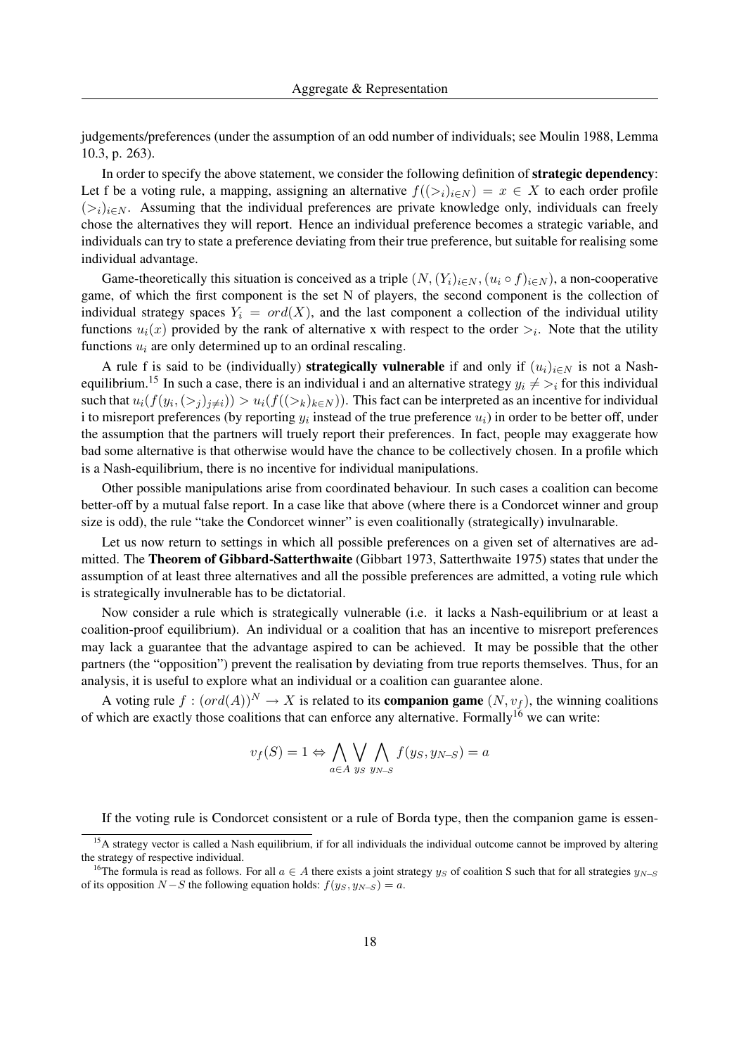judgements/preferences (under the assumption of an odd number of individuals; see Moulin 1988, Lemma 10.3, p. 263).

In order to specify the above statement, we consider the following definition of **strategic dependency**: Let f be a voting rule, a mapping, assigning an alternative $f((>_i)_{i \in N}) = x \in X$ to each order profile $(>_i)_{i \in N}$. Assuming that the individual preferences are private knowledge only, individuals can freely chose the alternatives they will report. Hence an individual preference becomes a strategic variable, and individuals can try to state a preference deviating from their true preference, but suitable for realising some individual advantage.

Game-theoretically this situation is conceived as a triple $(N, (Y_i)_{i \in N}, (u_i \circ f)_{i \in N})$, a non-cooperative game, of which the first component is the set N of players, the second component is the collection of individual strategy spaces $Y_i = ord(X)$, and the last component a collection of the individual utility functions $u_i(x)$ provided by the rank of alternative x with respect to the order $>_i$. Note that the utility functions $u_i$ are only determined up to an ordinal rescaling.

A rule f is said to be (individually) **strategically vulnerable** if and only if $(u_i)_{i \in N}$ is not a Nash-equilibrium.[15] In such a case, there is an individual i and an alternative strategy $y_i \neq >_i$ for this individual such that $u_i(f(y_i, (>_j)_{j \neq i})) > u_i(f((>_k)_{k \in N}))$. This fact can be interpreted as an incentive for individual i to misreport preferences (by reporting $y_i$ instead of the true preference $u_i$) in order to be better off, under the assumption that the partners will truely report their preferences. In fact, people may exaggerate how bad some alternative is that otherwise would have the chance to be collectively chosen. In a profile which is a Nash-equilibrium, there is no incentive for individual manipulations.

Other possible manipulations arise from coordinated behaviour. In such cases a coalition can become better-off by a mutual false report. In a case like that above (where there is a Condorcet winner and group size is odd), the rule "take the Condorcet winner" is even coalitionally (strategically) invulnerable.

Let us now return to settings in which all possible preferences on a given set of alternatives are admitted. The **Theorem of Gibbard-Satterthwaite** (Gibbart 1973, Satterthwaite 1975) states that under the assumption of at least three alternatives and all the possible preferences are admitted, a voting rule which is strategically invulnerable has to be dictatorial.

Now consider a rule which is strategically vulnerable (i.e. it lacks a Nash-equilibrium or at least a coalition-proof equilibrium). An individual or a coalition that has an incentive to misreport preferences may lack a guarantee that the advantage aspired to can be achieved. It may be possible that the other partners (the "opposition") prevent the realisation by deviating from true reports themselves. Thus, for an analysis, it is useful to explore what an individual or a coalition can guarantee alone.

A voting rule $f : (ord(A))^N \to X$ is related to its **companion game** $(N, v_f)$, the winning coalitions of which are exactly those coalitions that can enforce any alternative. Formally[16] we can write:

$$v_f(S) = 1 \Leftrightarrow \bigwedge_{a \in A} \bigvee_{y_S} \bigwedge_{y_{N-S}} f(y_S, y_{N-S}) = a$$

If the voting rule is Condorcet consistent or a rule of Borda type, then the companion game is essen-

[15] A strategy vector is called a Nash equilibrium, if for all individuals the individual outcome cannot be improved by altering the strategy of respective individual.

[16] The formula is read as follows. For all $a \in A$ there exists a joint strategy $y_S$ of coalition S such that for all strategies $y_{N-S}$ of its opposition $N-S$ the following equation holds: $f(y_S, y_{N-S}) = a$.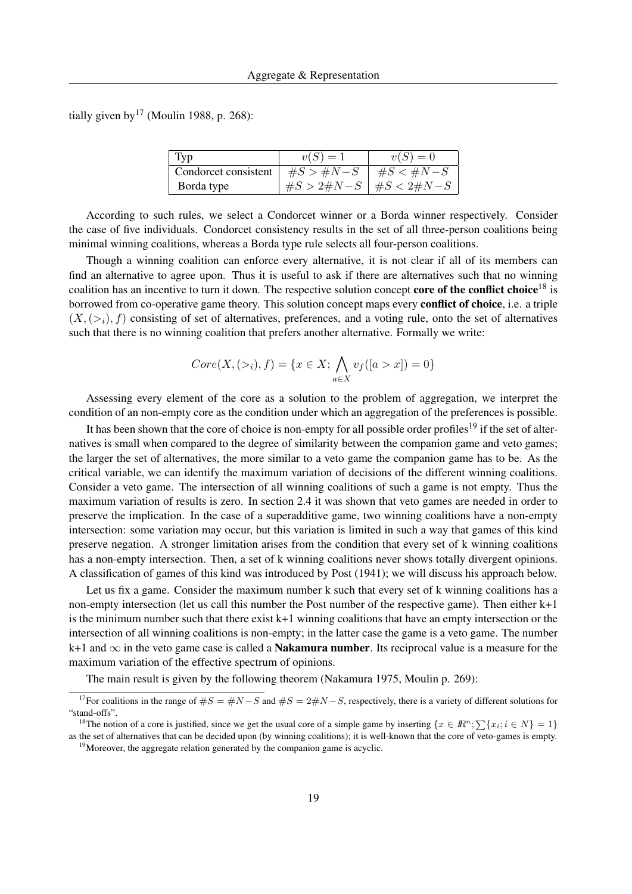tially given by[17] (Moulin 1988, p. 268):

| Typ | $v(S) = 1$ | $v(S) = 0$ |
|---|---|---|
| Condorcet consistent | $\#S > \#N{-}S$ | $\#S < \#N{-}S$ |
| Borda type | $\#S > 2\#N{-}S$ | $\#S < 2\#N{-}S$ |

According to such rules, we select a Condorcet winner or a Borda winner respectively. Consider the case of five individuals. Condorcet consistency results in the set of all three-person coalitions being minimal winning coalitions, whereas a Borda type rule selects all four-person coalitions.

Though a winning coalition can enforce every alternative, it is not clear if all of its members can find an alternative to agree upon. Thus it is useful to ask if there are alternatives such that no winning coalition has an incentive to turn it down. The respective solution concept **core of the conflict choice**[18] is borrowed from co-operative game theory. This solution concept maps every **conflict of choice**, i.e. a triple $(X, (>_i), f)$ consisting of set of alternatives, preferences, and a voting rule, onto the set of alternatives such that there is no winning coalition that prefers another alternative. Formally we write:

$$Core(X, (>_i), f) = \{x \in X; \bigwedge_{a \in X} v_f([a > x]) = 0\}$$

Assessing every element of the core as a solution to the problem of aggregation, we interpret the condition of an non-empty core as the condition under which an aggregation of the preferences is possible.

It has been shown that the core of choice is non-empty for all possible order profiles[19] if the set of alternatives is small when compared to the degree of similarity between the companion game and veto games; the larger the set of alternatives, the more similar to a veto game the companion game has to be. As the critical variable, we can identify the maximum variation of decisions of the different winning coalitions. Consider a veto game. The intersection of all winning coalitions of such a game is not empty. Thus the maximum variation of results is zero. In section 2.4 it was shown that veto games are needed in order to preserve the implication. In the case of a superadditive game, two winning coalitions have a non-empty intersection: some variation may occur, but this variation is limited in such a way that games of this kind preserve negation. A stronger limitation arises from the condition that every set of k winning coalitions has a non-empty intersection. Then, a set of k winning coalitions never shows totally divergent opinions. A classification of games of this kind was introduced by Post (1941); we will discuss his approach below.

Let us fix a game. Consider the maximum number k such that every set of k winning coalitions has a non-empty intersection (let us call this number the Post number of the respective game). Then either k+1 is the minimum number such that there exist k+1 winning coalitions that have an empty intersection or the intersection of all winning coalitions is non-empty; in the latter case the game is a veto game. The number k+1 and $\infty$ in the veto game case is called a **Nakamura number**. Its reciprocal value is a measure for the maximum variation of the effective spectrum of opinions.

The main result is given by the following theorem (Nakamura 1975, Moulin p. 269):

---

[17] For coalitions in the range of $\#S = \#N{-}S$ and $\#S = 2\#N{-}S$, respectively, there is a variety of different solutions for "stand-offs".

[18] The notion of a core is justified, since we get the usual core of a simple game by inserting $\{x \in I\!R^n; \sum\{x_i; i \in N\} = 1\}$ as the set of alternatives that can be decided upon (by winning coalitions); it is well-known that the core of veto-games is empty.

[19] Moreover, the aggregate relation generated by the companion game is acyclic.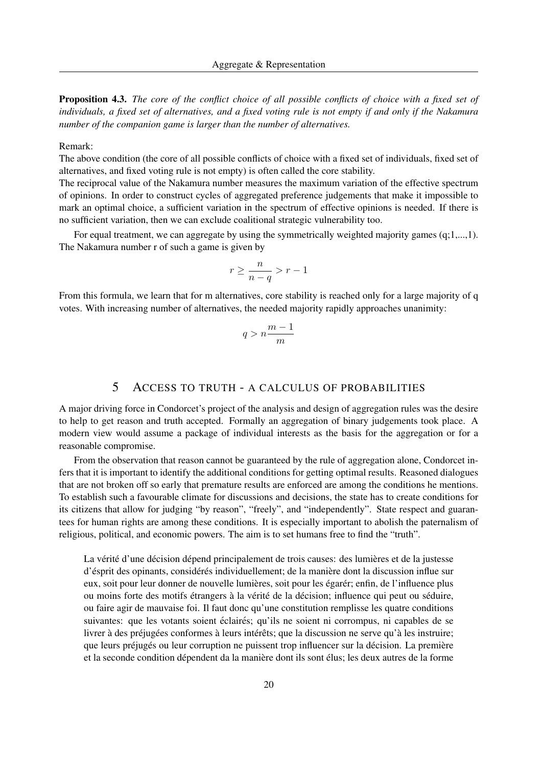**Proposition 4.3.** *The core of the conflict choice of all possible conflicts of choice with a fixed set of individuals, a fixed set of alternatives, and a fixed voting rule is not empty if and only if the Nakamura number of the companion game is larger than the number of alternatives.*

Remark:
The above condition (the core of all possible conflicts of choice with a fixed set of individuals, fixed set of alternatives, and fixed voting rule is not empty) is often called the core stability.
The reciprocal value of the Nakamura number measures the maximum variation of the effective spectrum of opinions. In order to construct cycles of aggregated preference judgements that make it impossible to mark an optimal choice, a sufficient variation in the spectrum of effective opinions is needed. If there is no sufficient variation, then we can exclude coalitional strategic vulnerability too.

For equal treatment, we can aggregate by using the symmetrically weighted majority games (q;1,...,1). The Nakamura number r of such a game is given by

$$r \geq \frac{n}{n-q} > r-1$$

From this formula, we learn that for m alternatives, core stability is reached only for a large majority of q votes. With increasing number of alternatives, the needed majority rapidly approaches unanimity:

$$q > n\frac{m-1}{m}$$

# 5 Access to truth - a calculus of probabilities

A major driving force in Condorcet's project of the analysis and design of aggregation rules was the desire to help to get reason and truth accepted. Formally an aggregation of binary judgements took place. A modern view would assume a package of individual interests as the basis for the aggregation or for a reasonable compromise.

From the observation that reason cannot be guaranteed by the rule of aggregation alone, Condorcet infers that it is important to identify the additional conditions for getting optimal results. Reasoned dialogues that are not broken off so early that premature results are enforced are among the conditions he mentions. To establish such a favourable climate for discussions and decisions, the state has to create conditions for its citizens that allow for judging "by reason", "freely", and "independently". State respect and guarantees for human rights are among these conditions. It is especially important to abolish the paternalism of religious, political, and economic powers. The aim is to set humans free to find the "truth".

> La vérité d'une décision dépend principalement de trois causes: des lumières et de la justesse d'ésprit des opinants, considérés individuellement; de la manière dont la discussion influe sur eux, soit pour leur donner de nouvelle lumières, soit pour les égarér; enfin, de l'influence plus ou moins forte des motifs étrangers à la vérité de la décision; influence qui peut ou séduire, ou faire agir de mauvaise foi. Il faut donc qu'une constitution remplisse les quatre conditions suivantes: que les votants soient éclairés; qu'ils ne soient ni corrompus, ni capables de se livrer à des préjugées conformes à leurs intérêts; que la discussion ne serve qu'à les instruire; que leurs préjugés ou leur corruption ne puissent trop influencer sur la décision. La première et la seconde condition dépendent da la manière dont ils sont élus; les deux autres de la forme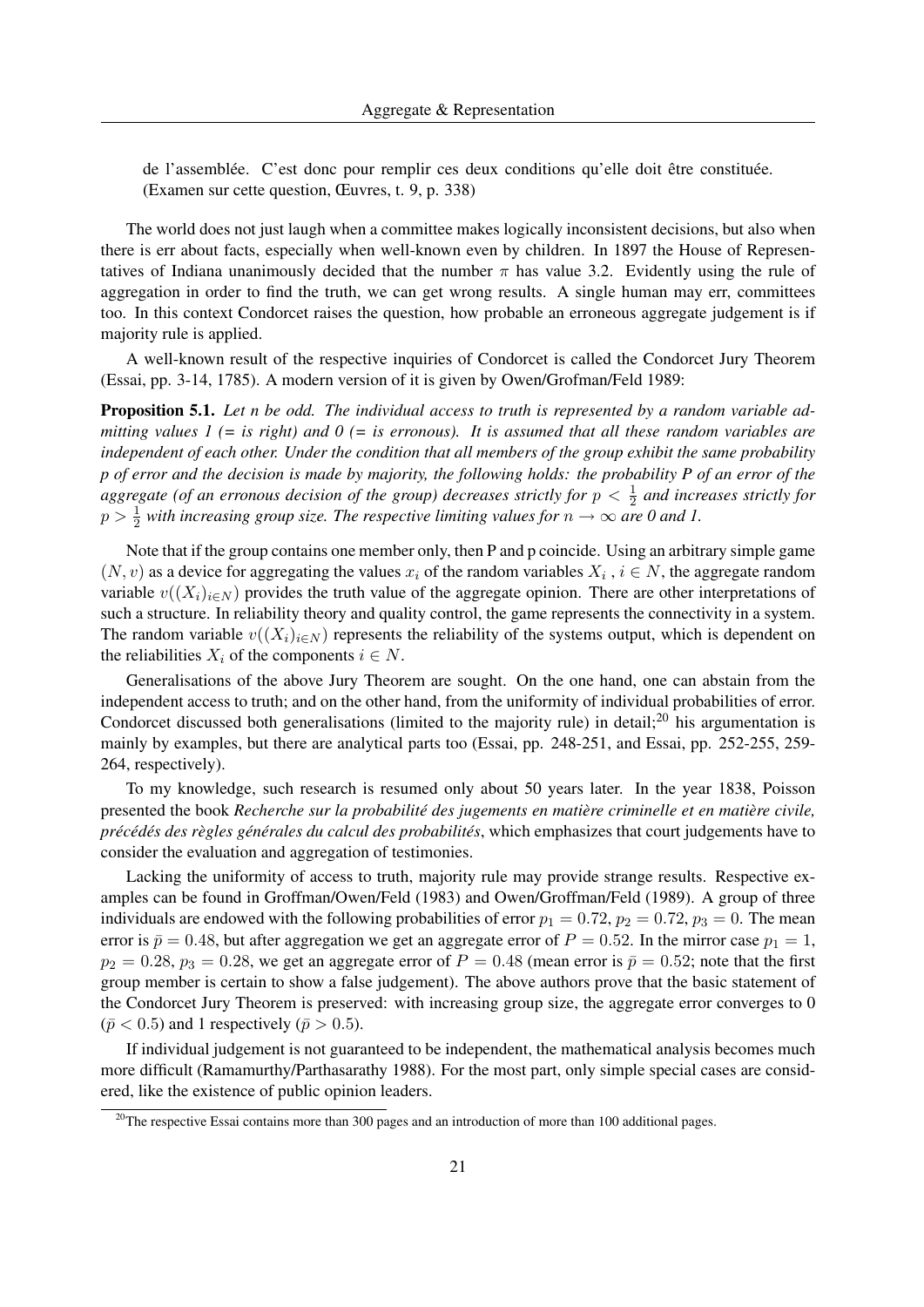de l'assemblée. C'est donc pour remplir ces deux conditions qu'elle doit être constituée. (Examen sur cette question, Œuvres, t. 9, p. 338)

The world does not just laugh when a committee makes logically inconsistent decisions, but also when there is err about facts, especially when well-known even by children. In 1897 the House of Representatives of Indiana unanimously decided that the number $\pi$ has value 3.2. Evidently using the rule of aggregation in order to find the truth, we can get wrong results. A single human may err, committees too. In this context Condorcet raises the question, how probable an erroneous aggregate judgement is if majority rule is applied.

A well-known result of the respective inquiries of Condorcet is called the Condorcet Jury Theorem (Essai, pp. 3-14, 1785). A modern version of it is given by Owen/Grofman/Feld 1989:

**Proposition 5.1.** *Let n be odd. The individual access to truth is represented by a random variable admitting values 1 (= is right) and 0 (= is erronous). It is assumed that all these random variables are independent of each other. Under the condition that all members of the group exhibit the same probability p of error and the decision is made by majority, the following holds: the probability P of an error of the aggregate (of an erronous decision of the group) decreases strictly for $p < \frac{1}{2}$ and increases strictly for $p > \frac{1}{2}$ with increasing group size. The respective limiting values for $n \to \infty$ are 0 and 1.*

Note that if the group contains one member only, then P and p coincide. Using an arbitrary simple game $(N, v)$ as a device for aggregating the values $x_i$ of the random variables $X_i$ , $i \in N$, the aggregate random variable $v((X_i)_{i \in N})$ provides the truth value of the aggregate opinion. There are other interpretations of such a structure. In reliability theory and quality control, the game represents the connectivity in a system. The random variable $v((X_i)_{i \in N})$ represents the reliability of the systems output, which is dependent on the reliabilities $X_i$ of the components $i \in N$.

Generalisations of the above Jury Theorem are sought. On the one hand, one can abstain from the independent access to truth; and on the other hand, from the uniformity of individual probabilities of error. Condorcet discussed both generalisations (limited to the majority rule) in detail;[20] his argumentation is mainly by examples, but there are analytical parts too (Essai, pp. 248-251, and Essai, pp. 252-255, 259-264, respectively).

To my knowledge, such research is resumed only about 50 years later. In the year 1838, Poisson presented the book *Recherche sur la probabilité des jugements en matière criminelle et en matière civile, précédés des règles générales du calcul des probabilités*, which emphasizes that court judgements have to consider the evaluation and aggregation of testimonies.

Lacking the uniformity of access to truth, majority rule may provide strange results. Respective examples can be found in Groffman/Owen/Feld (1983) and Owen/Groffman/Feld (1989). A group of three individuals are endowed with the following probabilities of error $p_1 = 0.72$, $p_2 = 0.72$, $p_3 = 0$. The mean error is $\bar{p} = 0.48$, but after aggregation we get an aggregate error of $P = 0.52$. In the mirror case $p_1 = 1$, $p_2 = 0.28$, $p_3 = 0.28$, we get an aggregate error of $P = 0.48$ (mean error is $\bar{p} = 0.52$; note that the first group member is certain to show a false judgement). The above authors prove that the basic statement of the Condorcet Jury Theorem is preserved: with increasing group size, the aggregate error converges to 0 ($\bar{p} < 0.5$) and 1 respectively ($\bar{p} > 0.5$).

If individual judgement is not guaranteed to be independent, the mathematical analysis becomes much more difficult (Ramamurthy/Parthasarathy 1988). For the most part, only simple special cases are considered, like the existence of public opinion leaders.

[20] The respective Essai contains more than 300 pages and an introduction of more than 100 additional pages.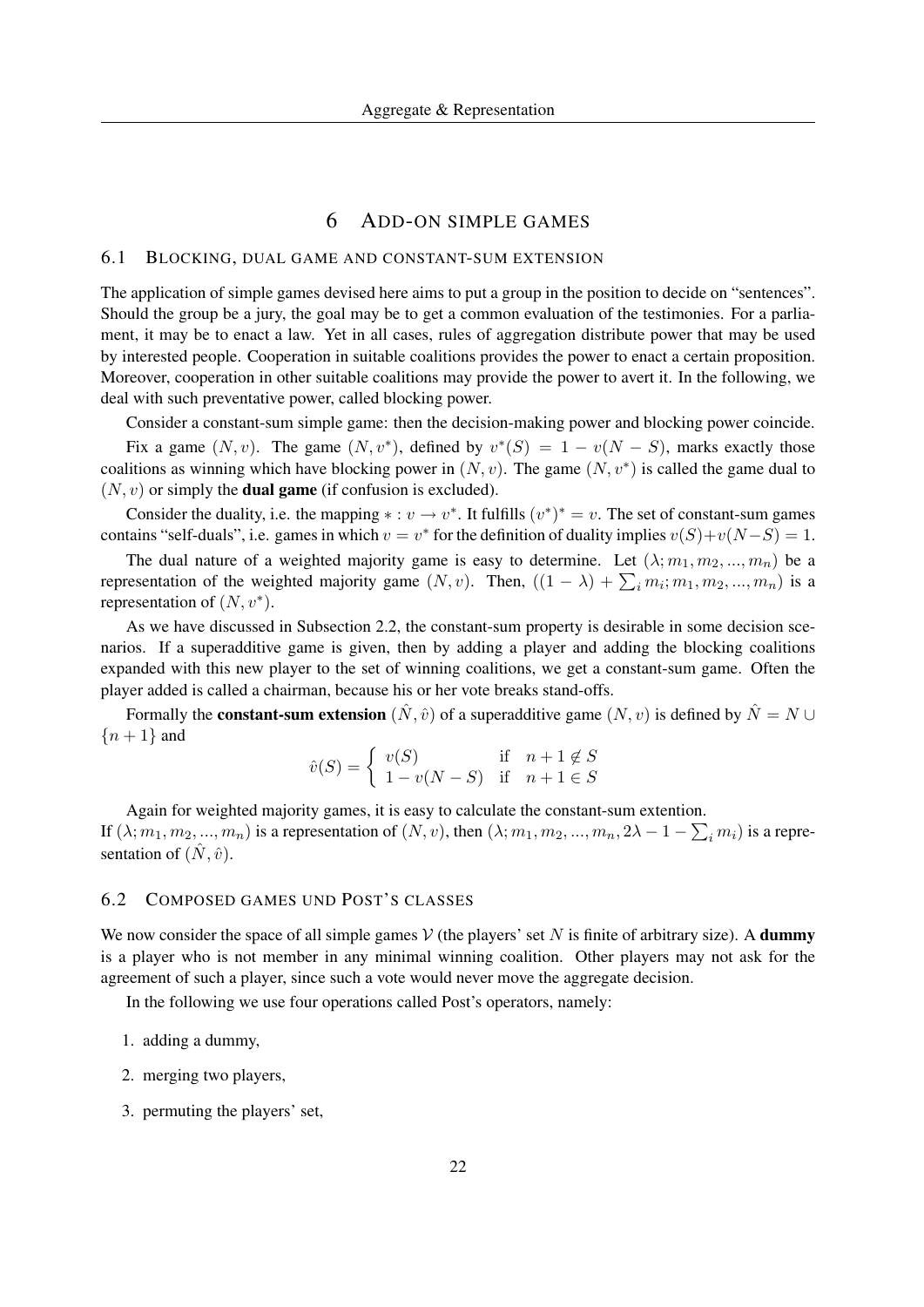# 6 ADD-ON SIMPLE GAMES

## 6.1 BLOCKING, DUAL GAME AND CONSTANT-SUM EXTENSION

The application of simple games devised here aims to put a group in the position to decide on "sentences". Should the group be a jury, the goal may be to get a common evaluation of the testimonies. For a parliament, it may be to enact a law. Yet in all cases, rules of aggregation distribute power that may be used by interested people. Cooperation in suitable coalitions provides the power to enact a certain proposition. Moreover, cooperation in other suitable coalitions may provide the power to avert it. In the following, we deal with such preventative power, called blocking power.

Consider a constant-sum simple game: then the decision-making power and blocking power coincide.

Fix a game $(N, v)$. The game $(N, v^*)$, defined by $v^*(S) = 1 - v(N - S)$, marks exactly those coalitions as winning which have blocking power in $(N, v)$. The game $(N, v^*)$ is called the game dual to $(N, v)$ or simply the **dual game** (if confusion is excluded).

Consider the duality, i.e. the mapping $* : v \to v^*$. It fulfills $(v^*)^* = v$. The set of constant-sum games contains "self-duals", i.e. games in which $v = v^*$ for the definition of duality implies $v(S)+v(N-S) = 1$.

The dual nature of a weighted majority game is easy to determine. Let $(\lambda; m_1, m_2, ..., m_n)$ be a representation of the weighted majority game $(N, v)$. Then, $((1 - \lambda) + \sum_i m_i; m_1, m_2, ..., m_n)$ is a representation of $(N, v^*)$.

As we have discussed in Subsection 2.2, the constant-sum property is desirable in some decision scenarios. If a superadditive game is given, then by adding a player and adding the blocking coalitions expanded with this new player to the set of winning coalitions, we get a constant-sum game. Often the player added is called a chairman, because his or her vote breaks stand-offs.

Formally the **constant-sum extension** $(\hat{N}, \hat{v})$ of a superadditive game $(N, v)$ is defined by $\hat{N} = N \cup \{n + 1\}$ and

$$\hat{v}(S) = \begin{cases} v(S) & \text{if} \quad n + 1 \notin S \\ 1 - v(N - S) & \text{if} \quad n + 1 \in S \end{cases}$$

Again for weighted majority games, it is easy to calculate the constant-sum extention.
If $(\lambda; m_1, m_2, ..., m_n)$ is a representation of $(N, v)$, then $(\lambda; m_1, m_2, ..., m_n, 2\lambda - 1 - \sum_i m_i)$ is a representation of $(\hat{N}, \hat{v})$.

## 6.2 COMPOSED GAMES UND POST'S CLASSES

We now consider the space of all simple games $\mathcal{V}$ (the players' set $N$ is finite of arbitrary size). A **dummy** is a player who is not member in any minimal winning coalition. Other players may not ask for the agreement of such a player, since such a vote would never move the aggregate decision.

In the following we use four operations called Post's operators, namely:

1. adding a dummy,
2. merging two players,
3. permuting the players' set,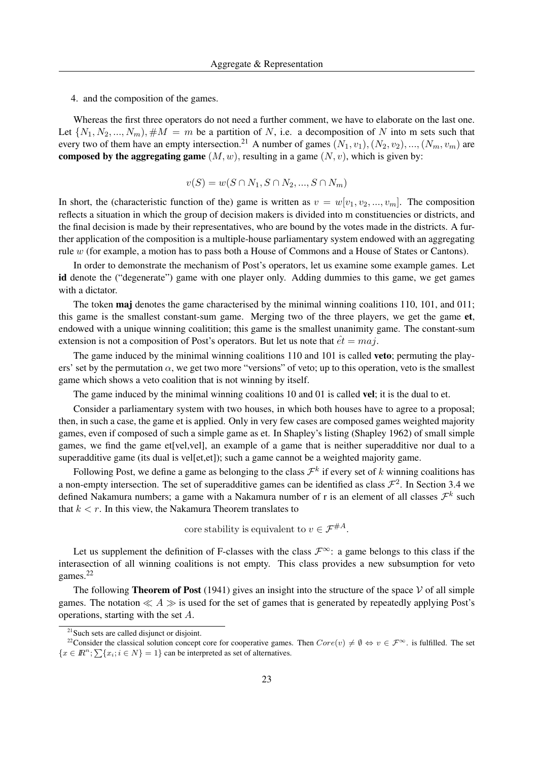4. and the composition of the games.

Whereas the first three operators do not need a further comment, we have to elaborate on the last one. Let $\{N_1, N_2, ..., N_m), \#M = m$ be a partition of $N$, i.e. a decomposition of $N$ into m sets such that every two of them have an empty intersection.[21] A number of games $(N_1, v_1), (N_2, v_2), ..., (N_m, v_m)$ are **composed by the aggregating game** $(M, w)$, resulting in a game $(N, v)$, which is given by:

$$v(S) = w(S \cap N_1, S \cap N_2, ..., S \cap N_m)$$

In short, the (characteristic function of the) game is written as $v = w[v_1, v_2, ..., v_m]$. The composition reflects a situation in which the group of decision makers is divided into m constituencies or districts, and the final decision is made by their representatives, who are bound by the votes made in the districts. A further application of the composition is a multiple-house parliamentary system endowed with an aggregating rule $w$ (for example, a motion has to pass both a House of Commons and a House of States or Cantons).

In order to demonstrate the mechanism of Post's operators, let us examine some example games. Let **id** denote the ("degenerate") game with one player only. Adding dummies to this game, we get games with a dictator.

The token **maj** denotes the game characterised by the minimal winning coalitions 110, 101, and 011; this game is the smallest constant-sum game. Merging two of the three players, we get the game **et**, endowed with a unique winning coalitition; this game is the smallest unanimity game. The constant-sum extension is not a composition of Post's operators. But let us note that $\hat{et} = maj$.

The game induced by the minimal winning coalitions 110 and 101 is called **veto**; permuting the players' set by the permutation $\alpha$, we get two more "versions" of veto; up to this operation, veto is the smallest game which shows a veto coalition that is not winning by itself.

The game induced by the minimal winning coalitions 10 and 01 is called **vel**; it is the dual to et.

Consider a parliamentary system with two houses, in which both houses have to agree to a proposal; then, in such a case, the game et is applied. Only in very few cases are composed games weighted majority games, even if composed of such a simple game as et. In Shapley's listing (Shapley 1962) of small simple games, we find the game et[vel,vel], an example of a game that is neither superadditive nor dual to a superadditive game (its dual is vel[et,et]); such a game cannot be a weighted majority game.

Following Post, we define a game as belonging to the class $\mathcal{F}^k$ if every set of $k$ winning coalitions has a non-empty intersection. The set of superadditive games can be identified as class $\mathcal{F}^2$. In Section 3.4 we defined Nakamura numbers; a game with a Nakamura number of r is an element of all classes $\mathcal{F}^k$ such that $k < r$. In this view, the Nakamura Theorem translates to

$$\text{core stability is equivalent to } v \in \mathcal{F}^{\#A}.$$

Let us supplement the definition of F-classes with the class $\mathcal{F}^\infty$: a game belongs to this class if the interasection of all winning coalitions is not empty. This class provides a new subsumption for veto games.[22]

The following **Theorem of Post** (1941) gives an insight into the structure of the space $\mathcal{V}$ of all simple games. The notation $\ll A \gg$ is used for the set of games that is generated by repeatedly applying Post's operations, starting with the set $A$.

[21] Such sets are called disjunct or disjoint.

[22] Consider the classical solution concept core for cooperative games. Then $Core(v) \neq \emptyset \Leftrightarrow v \in \mathcal{F}^\infty$. is fulfilled. The set $\{x \in I\!R^n; \sum\{x_i; i \in N\} = 1\}$ can be interpreted as set of alternatives.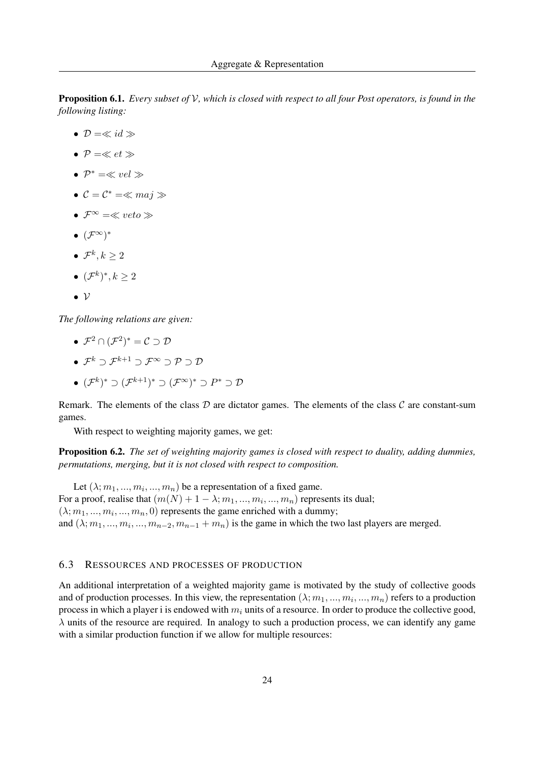**Proposition 6.1.** *Every subset of $\mathcal{V}$, which is closed with respect to all four Post operators, is found in the following listing:*

- $\mathcal{D} = \ll id \gg$
- $\mathcal{P} = \ll et \gg$
- $\mathcal{P}^* = \ll vel \gg$
- $\mathcal{C} = \mathcal{C}^* = \ll maj \gg$
- $\mathcal{F}^\infty = \ll veto \gg$
- $(\mathcal{F}^\infty)^*$
- $\mathcal{F}^k, k \geq 2$
- $(\mathcal{F}^k)^*, k \geq 2$
- $\mathcal{V}$

*The following relations are given:*

- $\mathcal{F}^2 \cap (\mathcal{F}^2)^* = \mathcal{C} \supset \mathcal{D}$
- $\mathcal{F}^k \supset \mathcal{F}^{k+1} \supset \mathcal{F}^\infty \supset \mathcal{P} \supset \mathcal{D}$
- $(\mathcal{F}^k)^* \supset (\mathcal{F}^{k+1})^* \supset (\mathcal{F}^\infty)^* \supset P^* \supset \mathcal{D}$

Remark. The elements of the class $\mathcal{D}$ are dictator games. The elements of the class $\mathcal{C}$ are constant-sum games.

With respect to weighting majority games, we get:

**Proposition 6.2.** *The set of weighting majority games is closed with respect to duality, adding dummies, permutations, merging, but it is not closed with respect to composition.*

Let $(\lambda; m_1, ..., m_i, ..., m_n)$ be a representation of a fixed game.
For a proof, realise that $(m(N) + 1 - \lambda; m_1, ..., m_i, ..., m_n)$ represents its dual;
$(\lambda; m_1, ..., m_i, ..., m_n, 0)$ represents the game enriched with a dummy;
and $(\lambda; m_1, ..., m_i, ..., m_{n-2}, m_{n-1} + m_n)$ is the game in which the two last players are merged.

### 6.3 Ressources and processes of production

An additional interpretation of a weighted majority game is motivated by the study of collective goods and of production processes. In this view, the representation $(\lambda; m_1, ..., m_i, ..., m_n)$ refers to a production process in which a player i is endowed with $m_i$ units of a resource. In order to produce the collective good, $\lambda$ units of the resource are required. In analogy to such a production process, we can identify any game with a similar production function if we allow for multiple resources: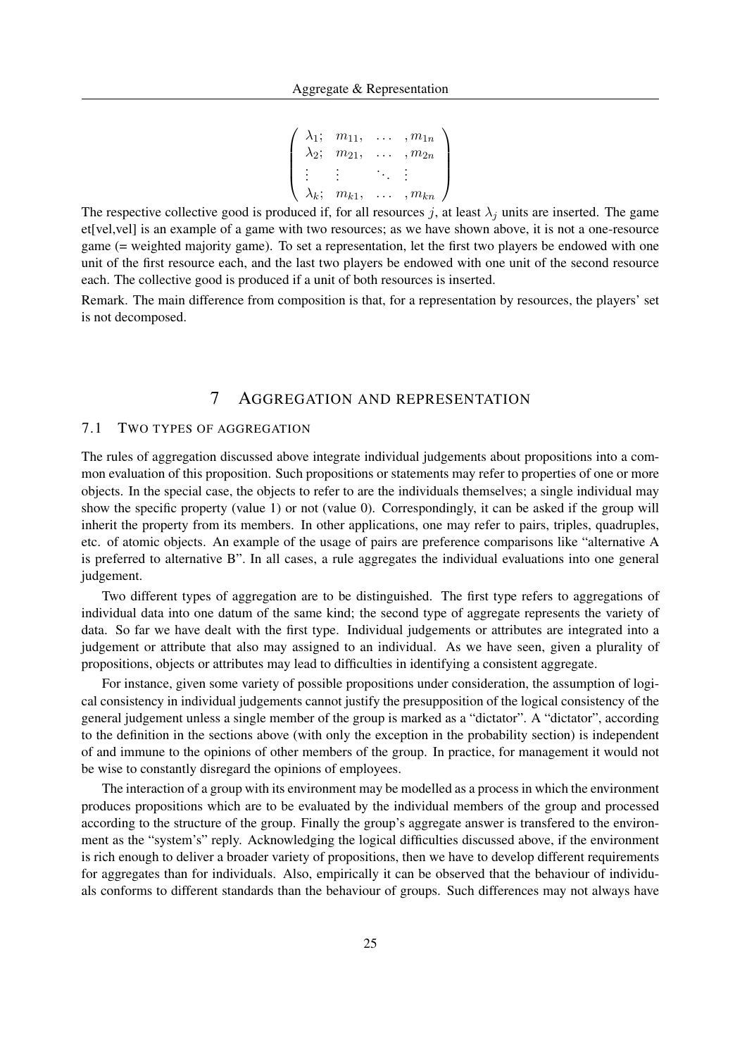$$\begin{pmatrix} \lambda_1; & m_{11}, & \dots & , m_{1n} \\ \lambda_2; & m_{21}, & \dots & , m_{2n} \\ \vdots & \vdots & \ddots & \vdots \\ \lambda_k; & m_{k1}, & \dots & , m_{kn} \end{pmatrix}$$

The respective collective good is produced if, for all resources $j$, at least $\lambda_j$ units are inserted. The game et[vel,vel] is an example of a game with two resources; as we have shown above, it is not a one-resource game (= weighted majority game). To set a representation, let the first two players be endowed with one unit of the first resource each, and the last two players be endowed with one unit of the second resource each. The collective good is produced if a unit of both resources is inserted.

Remark. The main difference from composition is that, for a representation by resources, the players' set is not decomposed.

# 7 Aggregation and representation

## 7.1 Two types of aggregation

The rules of aggregation discussed above integrate individual judgements about propositions into a common evaluation of this proposition. Such propositions or statements may refer to properties of one or more objects. In the special case, the objects to refer to are the individuals themselves; a single individual may show the specific property (value 1) or not (value 0). Correspondingly, it can be asked if the group will inherit the property from its members. In other applications, one may refer to pairs, triples, quadruples, etc. of atomic objects. An example of the usage of pairs are preference comparisons like "alternative A is preferred to alternative B". In all cases, a rule aggregates the individual evaluations into one general judgement.

Two different types of aggregation are to be distinguished. The first type refers to aggregations of individual data into one datum of the same kind; the second type of aggregate represents the variety of data. So far we have dealt with the first type. Individual judgements or attributes are integrated into a judgement or attribute that also may assigned to an individual. As we have seen, given a plurality of propositions, objects or attributes may lead to difficulties in identifying a consistent aggregate.

For instance, given some variety of possible propositions under consideration, the assumption of logical consistency in individual judgements cannot justify the presupposition of the logical consistency of the general judgement unless a single member of the group is marked as a "dictator". A "dictator", according to the definition in the sections above (with only the exception in the probability section) is independent of and immune to the opinions of other members of the group. In practice, for management it would not be wise to constantly disregard the opinions of employees.

The interaction of a group with its environment may be modelled as a process in which the environment produces propositions which are to be evaluated by the individual members of the group and processed according to the structure of the group. Finally the group's aggregate answer is transfered to the environment as the "system's" reply. Acknowledging the logical difficulties discussed above, if the environment is rich enough to deliver a broader variety of propositions, then we have to develop different requirements for aggregates than for individuals. Also, empirically it can be observed that the behaviour of individuals conforms to different standards than the behaviour of groups. Such differences may not always have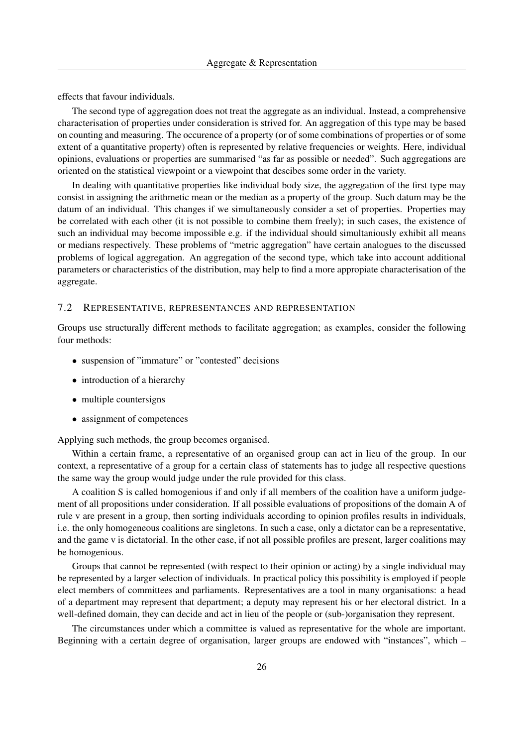effects that favour individuals.

The second type of aggregation does not treat the aggregate as an individual. Instead, a comprehensive characterisation of properties under consideration is strived for. An aggregation of this type may be based on counting and measuring. The occurence of a property (or of some combinations of properties or of some extent of a quantitative property) often is represented by relative frequencies or weights. Here, individual opinions, evaluations or properties are summarised "as far as possible or needed". Such aggregations are oriented on the statistical viewpoint or a viewpoint that descibes some order in the variety.

In dealing with quantitative properties like individual body size, the aggregation of the first type may consist in assigning the arithmetic mean or the median as a property of the group. Such datum may be the datum of an individual. This changes if we simultaneously consider a set of properties. Properties may be correlated with each other (it is not possible to combine them freely); in such cases, the existence of such an individual may become impossible e.g. if the individual should simultaniously exhibit all means or medians respectively. These problems of "metric aggregation" have certain analogues to the discussed problems of logical aggregation. An aggregation of the second type, which take into account additional parameters or characteristics of the distribution, may help to find a more appropiate characterisation of the aggregate.

### 7.2 Representative, representances and representation

Groups use structurally different methods to facilitate aggregation; as examples, consider the following four methods:

- suspension of "immature" or "contested" decisions
- introduction of a hierarchy
- multiple countersigns
- assignment of competences

Applying such methods, the group becomes organised.

Within a certain frame, a representative of an organised group can act in lieu of the group. In our context, a representative of a group for a certain class of statements has to judge all respective questions the same way the group would judge under the rule provided for this class.

A coalition S is called homogenious if and only if all members of the coalition have a uniform judgement of all propositions under consideration. If all possible evaluations of propositions of the domain A of rule v are present in a group, then sorting individuals according to opinion profiles results in individuals, i.e. the only homogeneous coalitions are singletons. In such a case, only a dictator can be a representative, and the game v is dictatorial. In the other case, if not all possible profiles are present, larger coalitions may be homogenious.

Groups that cannot be represented (with respect to their opinion or acting) by a single individual may be represented by a larger selection of individuals. In practical policy this possibility is employed if people elect members of committees and parliaments. Representatives are a tool in many organisations: a head of a department may represent that department; a deputy may represent his or her electoral district. In a well-defined domain, they can decide and act in lieu of the people or (sub-)organisation they represent.

The circumstances under which a committee is valued as representative for the whole are important. Beginning with a certain degree of organisation, larger groups are endowed with "instances", which –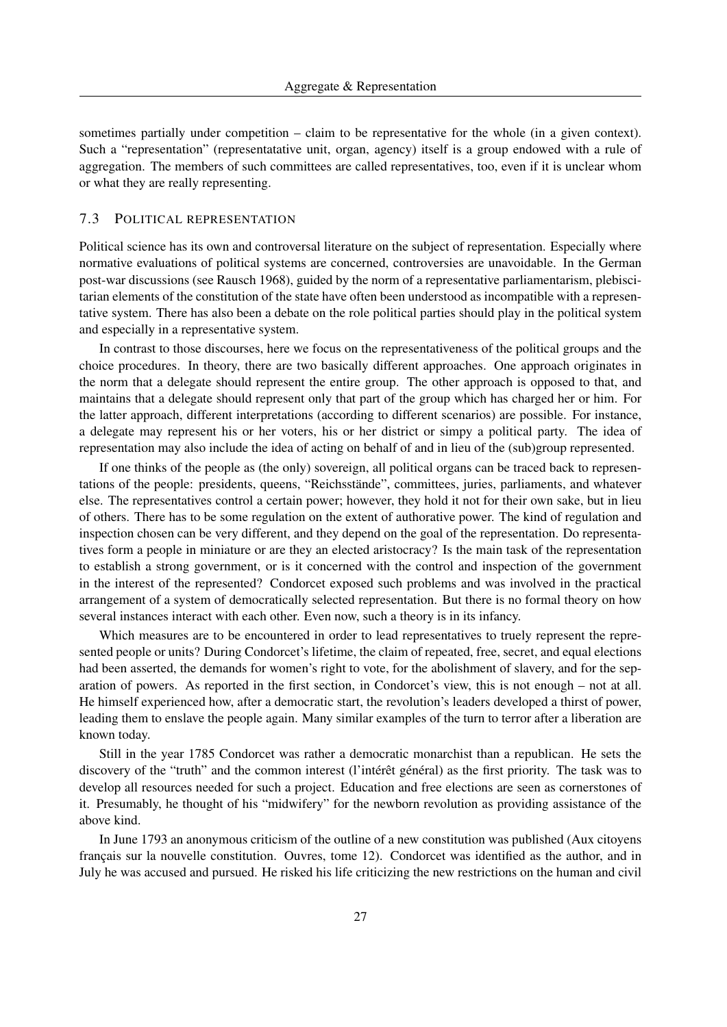sometimes partially under competition – claim to be representative for the whole (in a given context). Such a "representation" (representatative unit, organ, agency) itself is a group endowed with a rule of aggregation. The members of such committees are called representatives, too, even if it is unclear whom or what they are really representing.

## 7.3 Political representation

Political science has its own and controversal literature on the subject of representation. Especially where normative evaluations of political systems are concerned, controversies are unavoidable. In the German post-war discussions (see Rausch 1968), guided by the norm of a representative parliamentarism, plebiscitarian elements of the constitution of the state have often been understood as incompatible with a representative system. There has also been a debate on the role political parties should play in the political system and especially in a representative system.

In contrast to those discourses, here we focus on the representativeness of the political groups and the choice procedures. In theory, there are two basically different approaches. One approach originates in the norm that a delegate should represent the entire group. The other approach is opposed to that, and maintains that a delegate should represent only that part of the group which has charged her or him. For the latter approach, different interpretations (according to different scenarios) are possible. For instance, a delegate may represent his or her voters, his or her district or simpy a political party. The idea of representation may also include the idea of acting on behalf of and in lieu of the (sub)group represented.

If one thinks of the people as (the only) sovereign, all political organs can be traced back to representations of the people: presidents, queens, "Reichsstände", committees, juries, parliaments, and whatever else. The representatives control a certain power; however, they hold it not for their own sake, but in lieu of others. There has to be some regulation on the extent of authorative power. The kind of regulation and inspection chosen can be very different, and they depend on the goal of the representation. Do representatives form a people in miniature or are they an elected aristocracy? Is the main task of the representation to establish a strong government, or is it concerned with the control and inspection of the government in the interest of the represented? Condorcet exposed such problems and was involved in the practical arrangement of a system of democratically selected representation. But there is no formal theory on how several instances interact with each other. Even now, such a theory is in its infancy.

Which measures are to be encountered in order to lead representatives to truely represent the represented people or units? During Condorcet's lifetime, the claim of repeated, free, secret, and equal elections had been asserted, the demands for women's right to vote, for the abolishment of slavery, and for the separation of powers. As reported in the first section, in Condorcet's view, this is not enough – not at all. He himself experienced how, after a democratic start, the revolution's leaders developed a thirst of power, leading them to enslave the people again. Many similar examples of the turn to terror after a liberation are known today.

Still in the year 1785 Condorcet was rather a democratic monarchist than a republican. He sets the discovery of the "truth" and the common interest (l'intérêt général) as the first priority. The task was to develop all resources needed for such a project. Education and free elections are seen as cornerstones of it. Presumably, he thought of his "midwifery" for the newborn revolution as providing assistance of the above kind.

In June 1793 an anonymous criticism of the outline of a new constitution was published (Aux citoyens français sur la nouvelle constitution. Ouvres, tome 12). Condorcet was identified as the author, and in July he was accused and pursued. He risked his life criticizing the new restrictions on the human and civil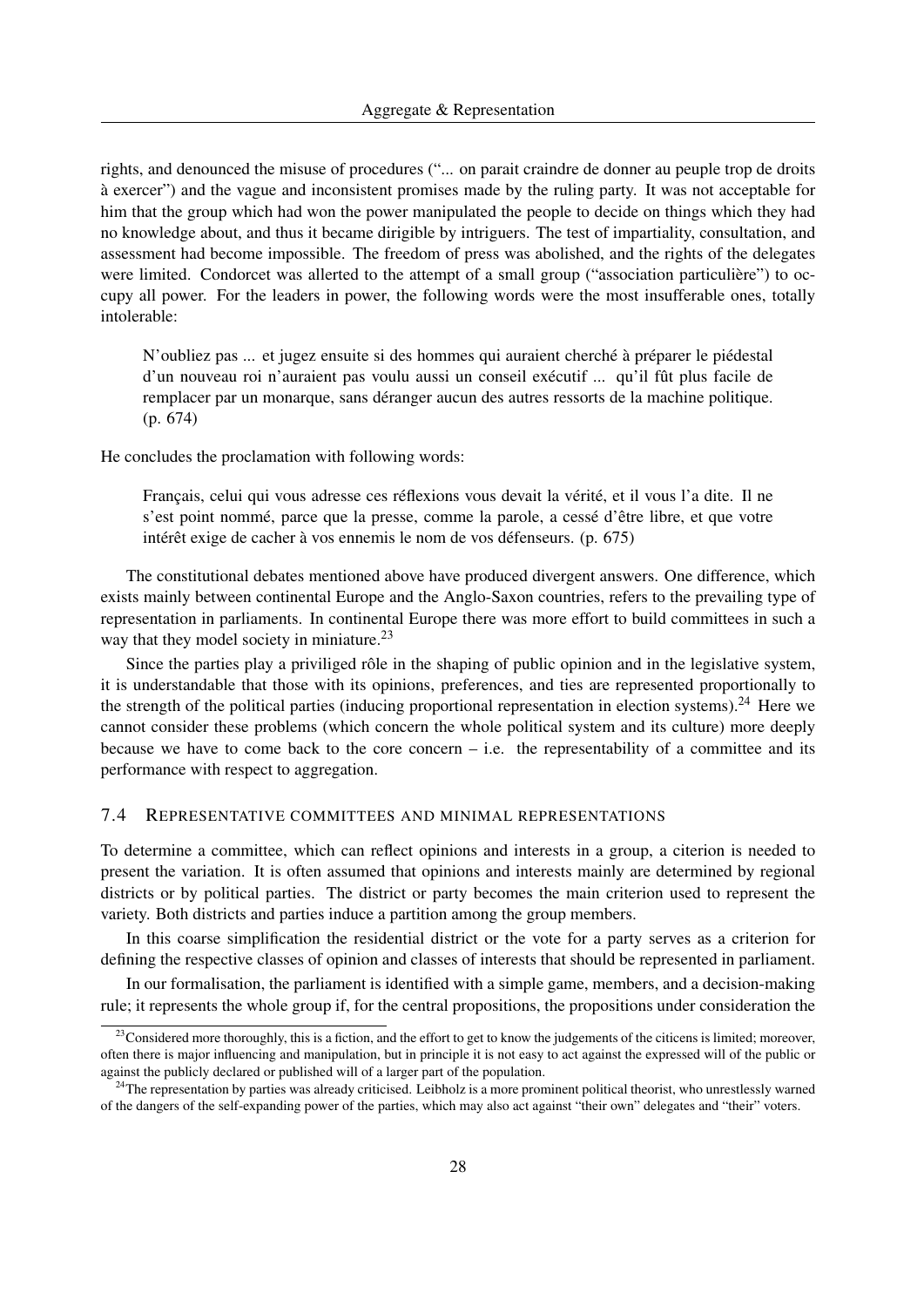rights, and denounced the misuse of procedures ("... on parait craindre de donner au peuple trop de droits à exercer") and the vague and inconsistent promises made by the ruling party. It was not acceptable for him that the group which had won the power manipulated the people to decide on things which they had no knowledge about, and thus it became dirigible by intriguers. The test of impartiality, consultation, and assessment had become impossible. The freedom of press was abolished, and the rights of the delegates were limited. Condorcet was allerted to the attempt of a small group ("association particulière") to occupy all power. For the leaders in power, the following words were the most insufferable ones, totally intolerable:

> N'oubliez pas ... et jugez ensuite si des hommes qui auraient cherché à préparer le piédestal d'un nouveau roi n'auraient pas voulu aussi un conseil exécutif ... qu'il fût plus facile de remplacer par un monarque, sans déranger aucun des autres ressorts de la machine politique. (p. 674)

He concludes the proclamation with following words:

> Français, celui qui vous adresse ces réflexions vous devait la vérité, et il vous l'a dite. Il ne s'est point nommé, parce que la presse, comme la parole, a cessé d'être libre, et que votre intérêt exige de cacher à vos ennemis le nom de vos défenseurs. (p. 675)

The constitutional debates mentioned above have produced divergent answers. One difference, which exists mainly between continental Europe and the Anglo-Saxon countries, refers to the prevailing type of representation in parliaments. In continental Europe there was more effort to build committees in such a way that they model society in miniature.[23]

Since the parties play a priviliged rôle in the shaping of public opinion and in the legislative system, it is understandable that those with its opinions, preferences, and ties are represented proportionally to the strength of the political parties (inducing proportional representation in election systems).[24] Here we cannot consider these problems (which concern the whole political system and its culture) more deeply because we have to come back to the core concern – i.e. the representability of a committee and its performance with respect to aggregation.

### 7.4 Representative committees and minimal representations

To determine a committee, which can reflect opinions and interests in a group, a citerion is needed to present the variation. It is often assumed that opinions and interests mainly are determined by regional districts or by political parties. The district or party becomes the main criterion used to represent the variety. Both districts and parties induce a partition among the group members.

In this coarse simplification the residential district or the vote for a party serves as a criterion for defining the respective classes of opinion and classes of interests that should be represented in parliament.

In our formalisation, the parliament is identified with a simple game, members, and a decision-making rule; it represents the whole group if, for the central propositions, the propositions under consideration the

[23] Considered more thoroughly, this is a fiction, and the effort to get to know the judgements of the citicens is limited; moreover, often there is major influencing and manipulation, but in principle it is not easy to act against the expressed will of the public or against the publicly declared or published will of a larger part of the population.

[24] The representation by parties was already criticised. Leibholz is a more prominent political theorist, who unrestlessly warned of the dangers of the self-expanding power of the parties, which may also act against "their own" delegates and "their" voters.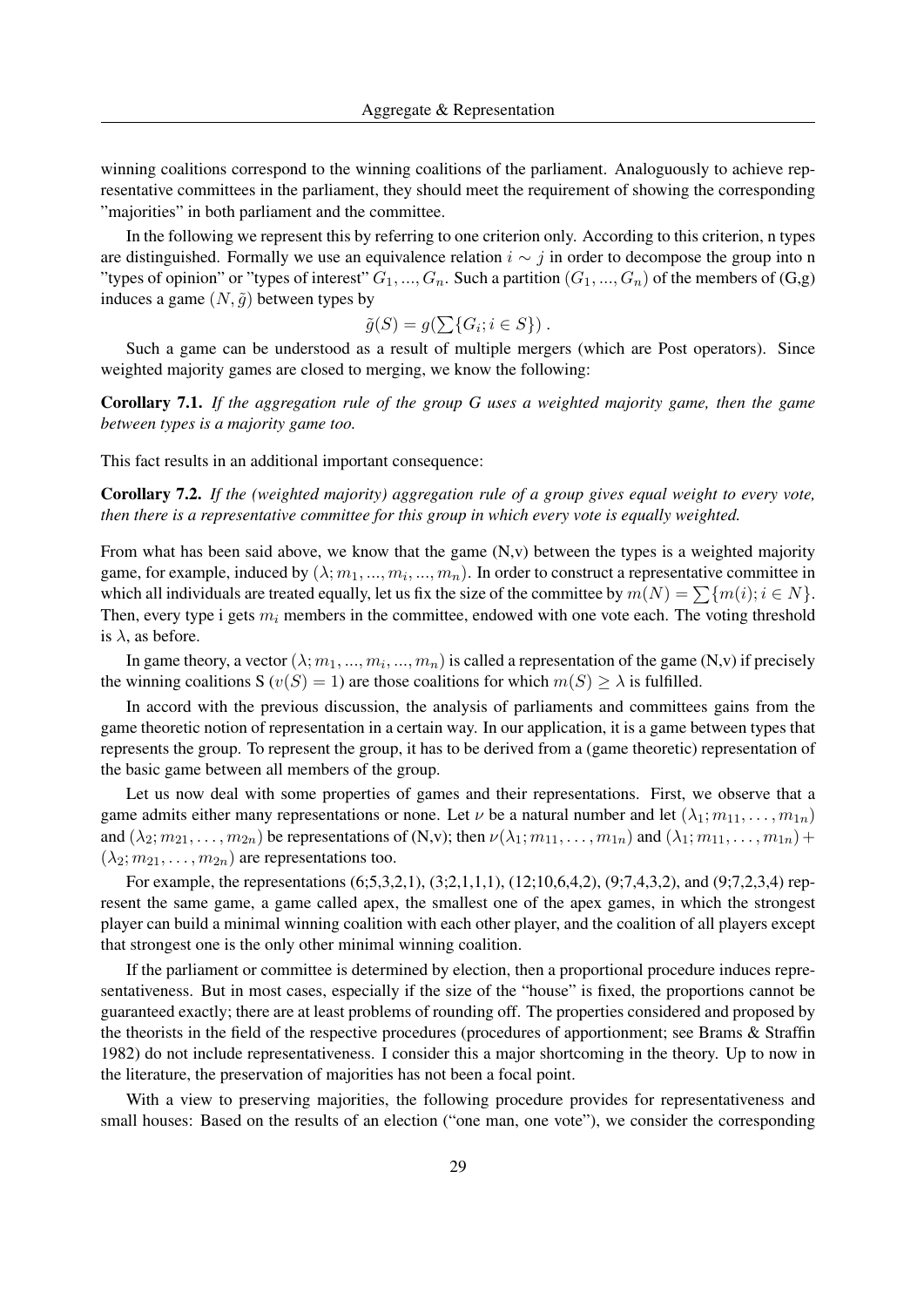winning coalitions correspond to the winning coalitions of the parliament. Analoguously to achieve representative committees in the parliament, they should meet the requirement of showing the corresponding "majorities" in both parliament and the committee.

In the following we represent this by referring to one criterion only. According to this criterion, n types are distinguished. Formally we use an equivalence relation $i \sim j$ in order to decompose the group into n "types of opinion" or "types of interest" $G_1, ..., G_n$. Such a partition $(G_1, ..., G_n)$ of the members of (G,g) induces a game $(N, \tilde{g})$ between types by

$$\tilde{g}(S) = g(\sum\{G_i; i \in S\}) \, .$$

Such a game can be understood as a result of multiple mergers (which are Post operators). Since weighted majority games are closed to merging, we know the following:

**Corollary 7.1.** *If the aggregation rule of the group G uses a weighted majority game, then the game between types is a majority game too.*

This fact results in an additional important consequence:

**Corollary 7.2.** *If the (weighted majority) aggregation rule of a group gives equal weight to every vote, then there is a representative committee for this group in which every vote is equally weighted.*

From what has been said above, we know that the game (N,v) between the types is a weighted majority game, for example, induced by $(\lambda; m_1, ..., m_i, ..., m_n)$. In order to construct a representative committee in which all individuals are treated equally, let us fix the size of the committee by $m(N) = \sum\{m(i); i \in N\}$. Then, every type i gets $m_i$ members in the committee, endowed with one vote each. The voting threshold is $\lambda$, as before.

In game theory, a vector $(\lambda; m_1, ..., m_i, ..., m_n)$ is called a representation of the game (N,v) if precisely the winning coalitions S ($v(S) = 1$) are those coalitions for which $m(S) \geq \lambda$ is fulfilled.

In accord with the previous discussion, the analysis of parliaments and committees gains from the game theoretic notion of representation in a certain way. In our application, it is a game between types that represents the group. To represent the group, it has to be derived from a (game theoretic) representation of the basic game between all members of the group.

Let us now deal with some properties of games and their representations. First, we observe that a game admits either many representations or none. Let $\nu$ be a natural number and let $(\lambda_1; m_{11}, \ldots, m_{1n})$ and $(\lambda_2; m_{21}, \ldots, m_{2n})$ be representations of (N,v); then $\nu(\lambda_1; m_{11}, \ldots, m_{1n})$ and $(\lambda_1; m_{11}, \ldots, m_{1n}) + (\lambda_2; m_{21}, \ldots, m_{2n})$ are representations too.

For example, the representations (6;5,3,2,1), (3;2,1,1,1), (12;10,6,4,2), (9;7,4,3,2), and (9;7,2,3,4) represent the same game, a game called apex, the smallest one of the apex games, in which the strongest player can build a minimal winning coalition with each other player, and the coalition of all players except that strongest one is the only other minimal winning coalition.

If the parliament or committee is determined by election, then a proportional procedure induces representativeness. But in most cases, especially if the size of the "house" is fixed, the proportions cannot be guaranteed exactly; there are at least problems of rounding off. The properties considered and proposed by the theorists in the field of the respective procedures (procedures of apportionment; see Brams & Straffin 1982) do not include representativeness. I consider this a major shortcoming in the theory. Up to now in the literature, the preservation of majorities has not been a focal point.

With a view to preserving majorities, the following procedure provides for representativeness and small houses: Based on the results of an election ("one man, one vote"), we consider the corresponding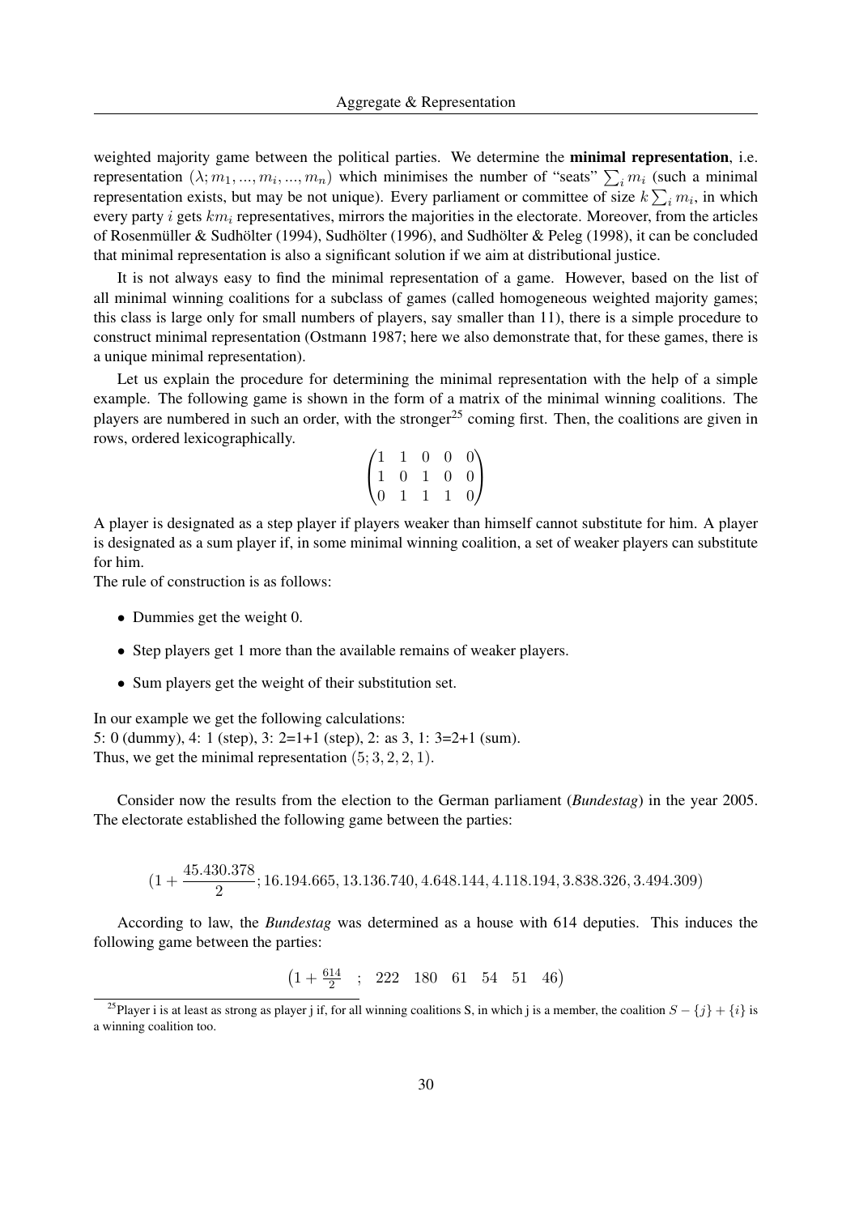weighted majority game between the political parties. We determine the **minimal representation**, i.e. representation $(\lambda; m_1, ..., m_i, ..., m_n)$ which minimises the number of "seats" $\sum_i m_i$ (such a minimal representation exists, but may be not unique). Every parliament or committee of size $k \sum_i m_i$, in which every party $i$ gets $km_i$ representatives, mirrors the majorities in the electorate. Moreover, from the articles of Rosenmüller & Sudhölter (1994), Sudhölter (1996), and Sudhölter & Peleg (1998), it can be concluded that minimal representation is also a significant solution if we aim at distributional justice.

It is not always easy to find the minimal representation of a game. However, based on the list of all minimal winning coalitions for a subclass of games (called homogeneous weighted majority games; this class is large only for small numbers of players, say smaller than 11), there is a simple procedure to construct minimal representation (Ostmann 1987; here we also demonstrate that, for these games, there is a unique minimal representation).

Let us explain the procedure for determining the minimal representation with the help of a simple example. The following game is shown in the form of a matrix of the minimal winning coalitions. The players are numbered in such an order, with the stronger[25] coming first. Then, the coalitions are given in rows, ordered lexicographically.

$$\begin{pmatrix} 1 & 1 & 0 & 0 & 0 \\ 1 & 0 & 1 & 0 & 0 \\ 0 & 1 & 1 & 1 & 0 \end{pmatrix}$$

A player is designated as a step player if players weaker than himself cannot substitute for him. A player is designated as a sum player if, in some minimal winning coalition, a set of weaker players can substitute for him.
The rule of construction is as follows:

- Dummies get the weight 0.
- Step players get 1 more than the available remains of weaker players.
- Sum players get the weight of their substitution set.

In our example we get the following calculations:
5: 0 (dummy), 4: 1 (step), 3: 2=1+1 (step), 2: as 3, 1: 3=2+1 (sum).
Thus, we get the minimal representation $(5; 3, 2, 2, 1)$.

Consider now the results from the election to the German parliament (*Bundestag*) in the year 2005. The electorate established the following game between the parties:

$$(1 + \frac{45.430.378}{2}; 16.194.665, 13.136.740, 4.648.144, 4.118.194, 3.838.326, 3.494.309)$$

According to law, the *Bundestag* was determined as a house with 614 deputies. This induces the following game between the parties:

$$\left(1 + \tfrac{614}{2} \quad ; \quad 222 \quad 180 \quad 61 \quad 54 \quad 51 \quad 46\right)$$

[25] Player i is at least as strong as player j if, for all winning coalitions S, in which j is a member, the coalition $S - \{j\} + \{i\}$ is a winning coalition too.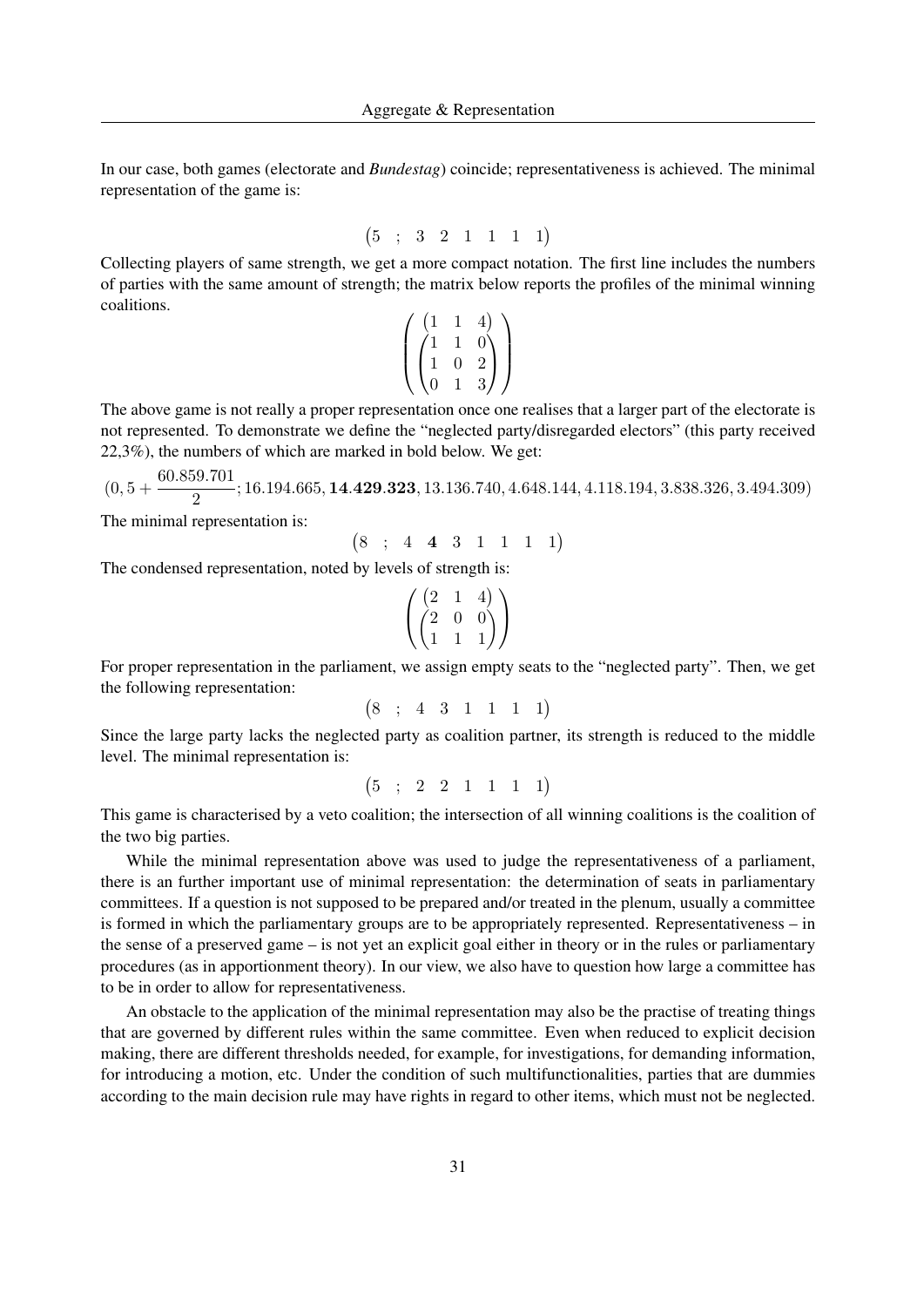In our case, both games (electorate and *Bundestag*) coincide; representativeness is achieved. The minimal representation of the game is:

$$\begin{pmatrix} 5 & ; & 3 & 2 & 1 & 1 & 1 & 1 \end{pmatrix}$$

Collecting players of same strength, we get a more compact notation. The first line includes the numbers of parties with the same amount of strength; the matrix below reports the profiles of the minimal winning coalitions.

$$\left( \begin{matrix} \begin{pmatrix} 1 & 1 & 4 \end{pmatrix} \\ \begin{pmatrix} 1 & 1 & 0 \\ 1 & 0 & 2 \\ 0 & 1 & 3 \end{pmatrix} \end{matrix} \right)$$

The above game is not really a proper representation once one realises that a larger part of the electorate is not represented. To demonstrate we define the "neglected party/disregarded electors" (this party received 22,3%), the numbers of which are marked in bold below. We get:

$$\left(0,5 + \frac{60.859.701}{2}; 16.194.665, \mathbf{14.429.323}, 13.136.740, 4.648.144, 4.118.194, 3.838.326, 3.494.309\right)$$

The minimal representation is:

$$\begin{pmatrix} 8 & ; & 4 & \mathbf{4} & 3 & 1 & 1 & 1 & 1 \end{pmatrix}$$

The condensed representation, noted by levels of strength is:

$$\left( \begin{matrix} \begin{pmatrix} 2 & 1 & 4 \end{pmatrix} \\ \begin{pmatrix} 2 & 0 & 0 \\ 1 & 1 & 1 \end{pmatrix} \end{matrix} \right)$$

For proper representation in the parliament, we assign empty seats to the "neglected party". Then, we get the following representation:

$$\begin{pmatrix} 8 & ; & 4 & 3 & 1 & 1 & 1 & 1 \end{pmatrix}$$

Since the large party lacks the neglected party as coalition partner, its strength is reduced to the middle level. The minimal representation is:

$$\begin{pmatrix} 5 & ; & 2 & 2 & 1 & 1 & 1 & 1 \end{pmatrix}$$

This game is characterised by a veto coalition; the intersection of all winning coalitions is the coalition of the two big parties.

While the minimal representation above was used to judge the representativeness of a parliament, there is an further important use of minimal representation: the determination of seats in parliamentary committees. If a question is not supposed to be prepared and/or treated in the plenum, usually a committee is formed in which the parliamentary groups are to be appropriately represented. Representativeness – in the sense of a preserved game – is not yet an explicit goal either in theory or in the rules or parliamentary procedures (as in apportionment theory). In our view, we also have to question how large a committee has to be in order to allow for representativeness.

An obstacle to the application of the minimal representation may also be the practise of treating things that are governed by different rules within the same committee. Even when reduced to explicit decision making, there are different thresholds needed, for example, for investigations, for demanding information, for introducing a motion, etc. Under the condition of such multifunctionalities, parties that are dummies according to the main decision rule may have rights in regard to other items, which must not be neglected.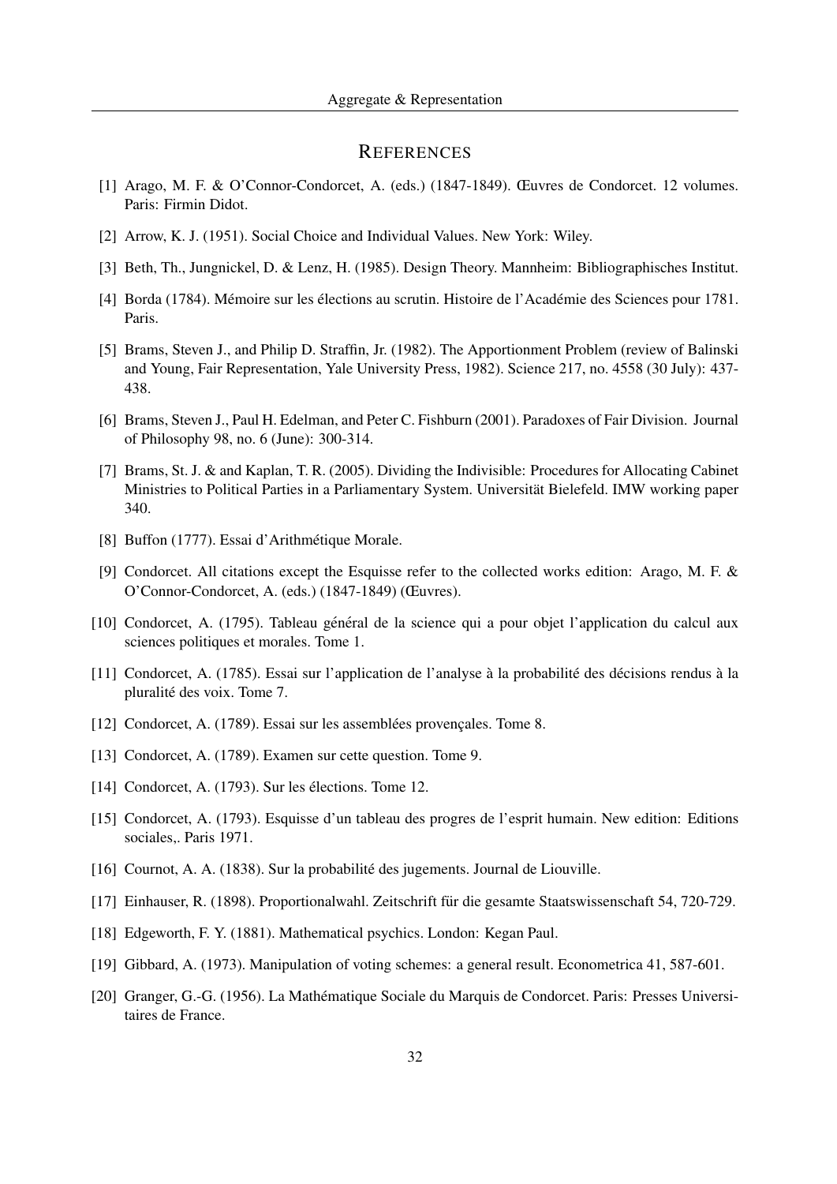## References

[1] Arago, M. F. & O'Connor-Condorcet, A. (eds.) (1847-1849). Œuvres de Condorcet. 12 volumes. Paris: Firmin Didot.

[2] Arrow, K. J. (1951). Social Choice and Individual Values. New York: Wiley.

[3] Beth, Th., Jungnickel, D. & Lenz, H. (1985). Design Theory. Mannheim: Bibliographisches Institut.

[4] Borda (1784). Mémoire sur les élections au scrutin. Histoire de l'Académie des Sciences pour 1781. Paris.

[5] Brams, Steven J., and Philip D. Straffin, Jr. (1982). The Apportionment Problem (review of Balinski and Young, Fair Representation, Yale University Press, 1982). Science 217, no. 4558 (30 July): 437-438.

[6] Brams, Steven J., Paul H. Edelman, and Peter C. Fishburn (2001). Paradoxes of Fair Division. Journal of Philosophy 98, no. 6 (June): 300-314.

[7] Brams, St. J. & and Kaplan, T. R. (2005). Dividing the Indivisible: Procedures for Allocating Cabinet Ministries to Political Parties in a Parliamentary System. Universität Bielefeld. IMW working paper 340.

[8] Buffon (1777). Essai d'Arithmétique Morale.

[9] Condorcet. All citations except the Esquisse refer to the collected works edition: Arago, M. F. & O'Connor-Condorcet, A. (eds.) (1847-1849) (Œuvres).

[10] Condorcet, A. (1795). Tableau général de la science qui a pour objet l'application du calcul aux sciences politiques et morales. Tome 1.

[11] Condorcet, A. (1785). Essai sur l'application de l'analyse à la probabilité des décisions rendus à la pluralité des voix. Tome 7.

[12] Condorcet, A. (1789). Essai sur les assemblées provençales. Tome 8.

[13] Condorcet, A. (1789). Examen sur cette question. Tome 9.

[14] Condorcet, A. (1793). Sur les élections. Tome 12.

[15] Condorcet, A. (1793). Esquisse d'un tableau des progres de l'esprit humain. New edition: Editions sociales,. Paris 1971.

[16] Cournot, A. A. (1838). Sur la probabilité des jugements. Journal de Liouville.

[17] Einhauser, R. (1898). Proportionalwahl. Zeitschrift für die gesamte Staatswissenschaft 54, 720-729.

[18] Edgeworth, F. Y. (1881). Mathematical psychics. London: Kegan Paul.

[19] Gibbard, A. (1973). Manipulation of voting schemes: a general result. Econometrica 41, 587-601.

[20] Granger, G.-G. (1956). La Mathématique Sociale du Marquis de Condorcet. Paris: Presses Universitaires de France.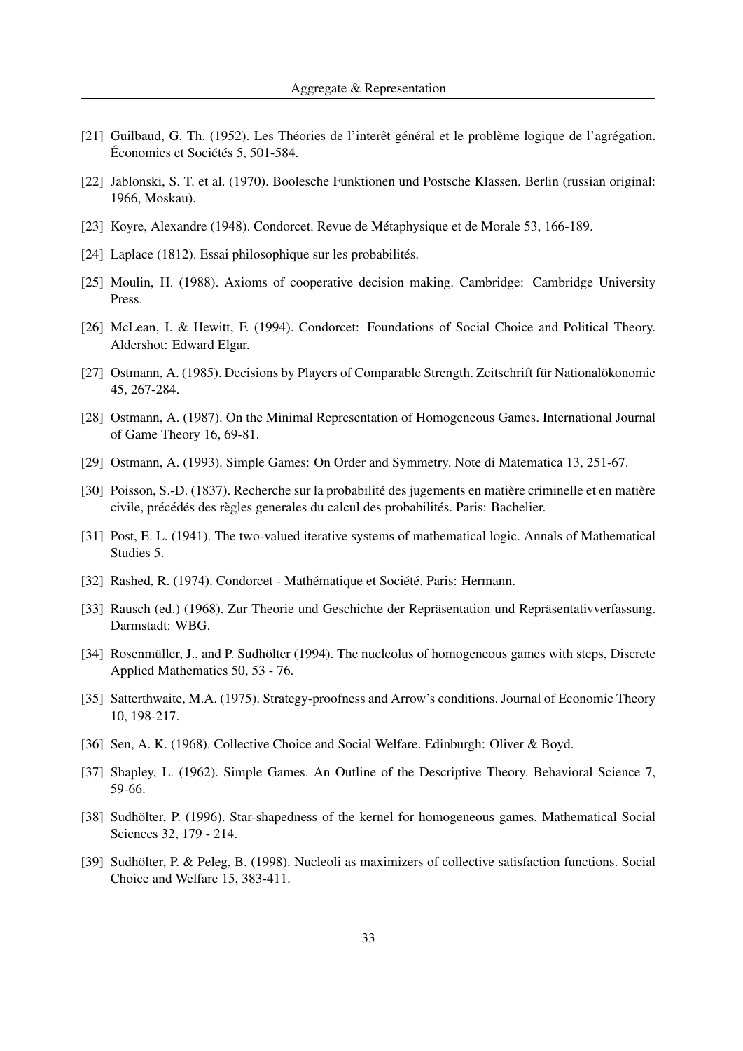[21] Guilbaud, G. Th. (1952). Les Théories de l'interêt général et le problème logique de l'agrégation. Économies et Sociétés 5, 501-584.

[22] Jablonski, S. T. et al. (1970). Boolesche Funktionen und Postsche Klassen. Berlin (russian original: 1966, Moskau).

[23] Koyre, Alexandre (1948). Condorcet. Revue de Métaphysique et de Morale 53, 166-189.

[24] Laplace (1812). Essai philosophique sur les probabilités.

[25] Moulin, H. (1988). Axioms of cooperative decision making. Cambridge: Cambridge University Press.

[26] McLean, I. & Hewitt, F. (1994). Condorcet: Foundations of Social Choice and Political Theory. Aldershot: Edward Elgar.

[27] Ostmann, A. (1985). Decisions by Players of Comparable Strength. Zeitschrift für Nationalökonomie 45, 267-284.

[28] Ostmann, A. (1987). On the Minimal Representation of Homogeneous Games. International Journal of Game Theory 16, 69-81.

[29] Ostmann, A. (1993). Simple Games: On Order and Symmetry. Note di Matematica 13, 251-67.

[30] Poisson, S.-D. (1837). Recherche sur la probabilité des jugements en matière criminelle et en matière civile, précédés des règles generales du calcul des probabilités. Paris: Bachelier.

[31] Post, E. L. (1941). The two-valued iterative systems of mathematical logic. Annals of Mathematical Studies 5.

[32] Rashed, R. (1974). Condorcet - Mathématique et Société. Paris: Hermann.

[33] Rausch (ed.) (1968). Zur Theorie und Geschichte der Repräsentation und Repräsentativverfassung. Darmstadt: WBG.

[34] Rosenmüller, J., and P. Sudhölter (1994). The nucleolus of homogeneous games with steps, Discrete Applied Mathematics 50, 53 - 76.

[35] Satterthwaite, M.A. (1975). Strategy-proofness and Arrow's conditions. Journal of Economic Theory 10, 198-217.

[36] Sen, A. K. (1968). Collective Choice and Social Welfare. Edinburgh: Oliver & Boyd.

[37] Shapley, L. (1962). Simple Games. An Outline of the Descriptive Theory. Behavioral Science 7, 59-66.

[38] Sudhölter, P. (1996). Star-shapedness of the kernel for homogeneous games. Mathematical Social Sciences 32, 179 - 214.

[39] Sudhölter, P. & Peleg, B. (1998). Nucleoli as maximizers of collective satisfaction functions. Social Choice and Welfare 15, 383-411.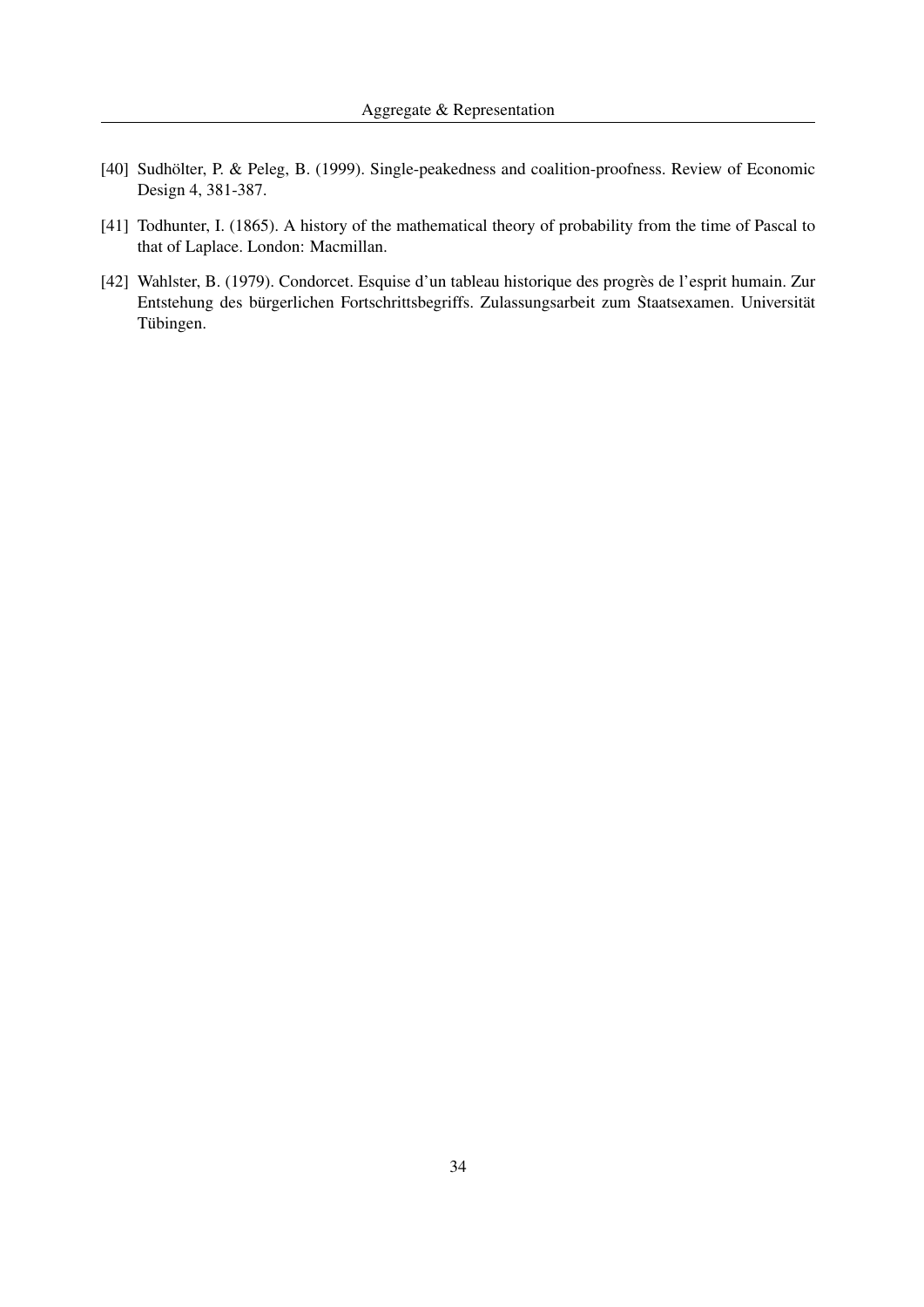[40] Sudhölter, P. & Peleg, B. (1999). Single-peakedness and coalition-proofness. Review of Economic Design 4, 381-387.

[41] Todhunter, I. (1865). A history of the mathematical theory of probability from the time of Pascal to that of Laplace. London: Macmillan.

[42] Wahlster, B. (1979). Condorcet. Esquise d'un tableau historique des progrès de l'esprit humain. Zur Entstehung des bürgerlichen Fortschrittsbegriffs. Zulassungsarbeit zum Staatsexamen. Universität Tübingen.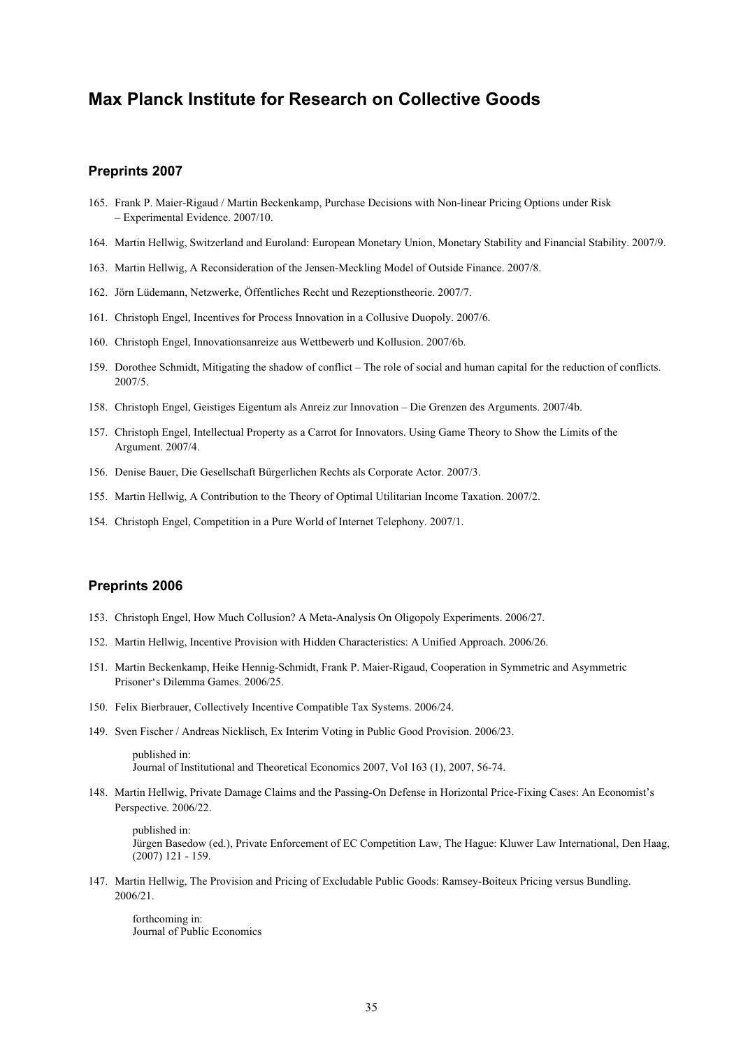# Max Planck Institute for Research on Collective Goods

## Preprints 2007

165. Frank P. Maier-Rigaud / Martin Beckenkamp, Purchase Decisions with Non-linear Pricing Options under Risk – Experimental Evidence. 2007/10.

164. Martin Hellwig, Switzerland and Euroland: European Monetary Union, Monetary Stability and Financial Stability. 2007/9.

163. Martin Hellwig, A Reconsideration of the Jensen-Meckling Model of Outside Finance. 2007/8.

162. Jörn Lüdemann, Netzwerke, Öffentliches Recht und Rezeptionstheorie. 2007/7.

161. Christoph Engel, Incentives for Process Innovation in a Collusive Duopoly. 2007/6.

160. Christoph Engel, Innovationsanreize aus Wettbewerb und Kollusion. 2007/6b.

159. Dorothee Schmidt, Mitigating the shadow of conflict – The role of social and human capital for the reduction of conflicts. 2007/5.

158. Christoph Engel, Geistiges Eigentum als Anreiz zur Innovation – Die Grenzen des Arguments. 2007/4b.

157. Christoph Engel, Intellectual Property as a Carrot for Innovators. Using Game Theory to Show the Limits of the Argument. 2007/4.

156. Denise Bauer, Die Gesellschaft Bürgerlichen Rechts als Corporate Actor. 2007/3.

155. Martin Hellwig, A Contribution to the Theory of Optimal Utilitarian Income Taxation. 2007/2.

154. Christoph Engel, Competition in a Pure World of Internet Telephony. 2007/1.

## Preprints 2006

153. Christoph Engel, How Much Collusion? A Meta-Analysis On Oligopoly Experiments. 2006/27.

152. Martin Hellwig, Incentive Provision with Hidden Characteristics: A Unified Approach. 2006/26.

151. Martin Beckenkamp, Heike Hennig-Schmidt, Frank P. Maier-Rigaud, Cooperation in Symmetric and Asymmetric Prisoner's Dilemma Games. 2006/25.

150. Felix Bierbrauer, Collectively Incentive Compatible Tax Systems. 2006/24.

149. Sven Fischer / Andreas Nicklisch, Ex Interim Voting in Public Good Provision. 2006/23.

    published in:
    Journal of Institutional and Theoretical Economics 2007, Vol 163 (1), 2007, 56-74.

148. Martin Hellwig, Private Damage Claims and the Passing-On Defense in Horizontal Price-Fixing Cases: An Economist's Perspective. 2006/22.

    published in:
    Jürgen Basedow (ed.), Private Enforcement of EC Competition Law, The Hague: Kluwer Law International, Den Haag, (2007) 121 - 159.

147. Martin Hellwig, The Provision and Pricing of Excludable Public Goods: Ramsey-Boiteux Pricing versus Bundling. 2006/21.

    forthcoming in:
    Journal of Public Economics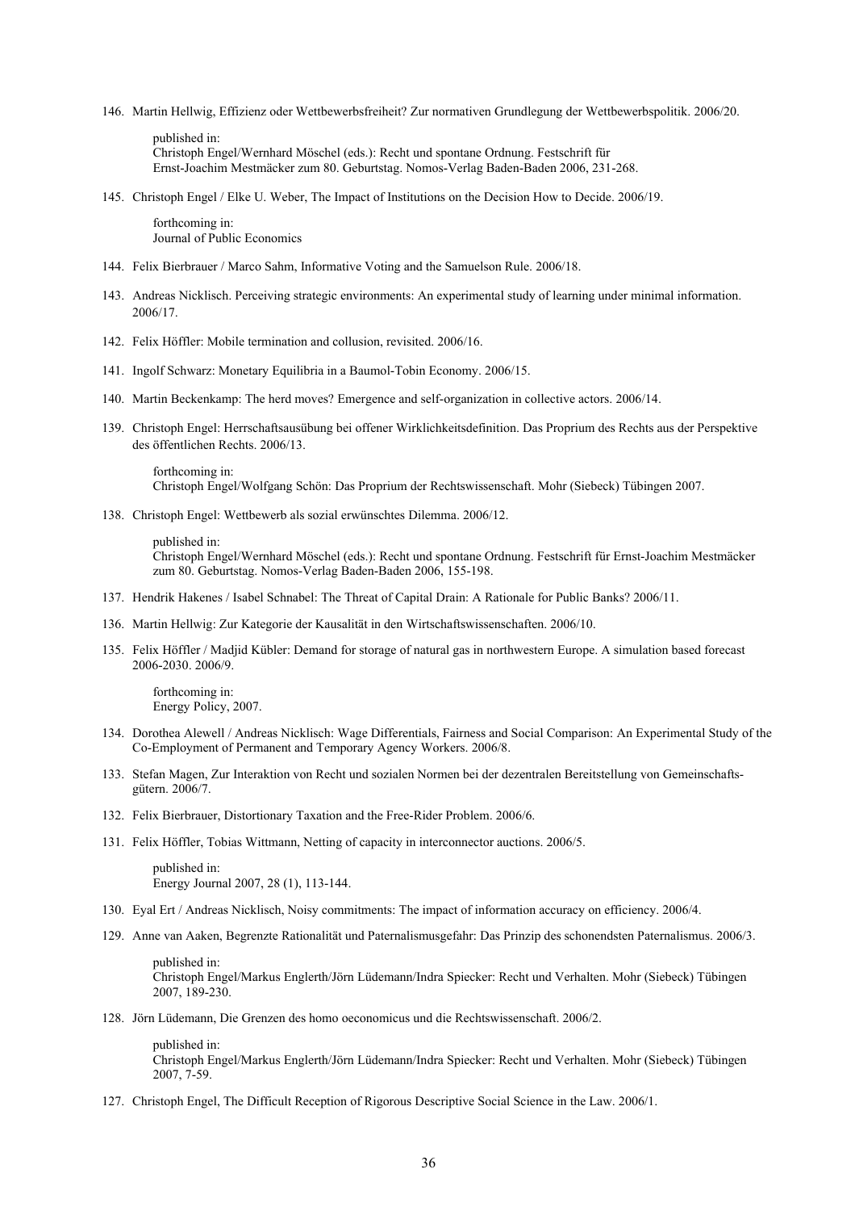146. Martin Hellwig, Effizienz oder Wettbewerbsfreiheit? Zur normativen Grundlegung der Wettbewerbspolitik. 2006/20.

  published in:
  Christoph Engel/Wernhard Möschel (eds.): Recht und spontane Ordnung. Festschrift für Ernst-Joachim Mestmäcker zum 80. Geburtstag. Nomos-Verlag Baden-Baden 2006, 231-268.

145. Christoph Engel / Elke U. Weber, The Impact of Institutions on the Decision How to Decide. 2006/19.

  forthcoming in:
  Journal of Public Economics

144. Felix Bierbrauer / Marco Sahm, Informative Voting and the Samuelson Rule. 2006/18.

143. Andreas Nicklisch. Perceiving strategic environments: An experimental study of learning under minimal information. 2006/17.

142. Felix Höffler: Mobile termination and collusion, revisited. 2006/16.

141. Ingolf Schwarz: Monetary Equilibria in a Baumol-Tobin Economy. 2006/15.

140. Martin Beckenkamp: The herd moves? Emergence and self-organization in collective actors. 2006/14.

139. Christoph Engel: Herrschaftsausübung bei offener Wirklichkeitsdefinition. Das Proprium des Rechts aus der Perspektive des öffentlichen Rechts. 2006/13.

  forthcoming in:
  Christoph Engel/Wolfgang Schön: Das Proprium der Rechtswissenschaft. Mohr (Siebeck) Tübingen 2007.

138. Christoph Engel: Wettbewerb als sozial erwünschtes Dilemma. 2006/12.

  published in:
  Christoph Engel/Wernhard Möschel (eds.): Recht und spontane Ordnung. Festschrift für Ernst-Joachim Mestmäcker zum 80. Geburtstag. Nomos-Verlag Baden-Baden 2006, 155-198.

137. Hendrik Hakenes / Isabel Schnabel: The Threat of Capital Drain: A Rationale for Public Banks? 2006/11.

136. Martin Hellwig: Zur Kategorie der Kausalität in den Wirtschaftswissenschaften. 2006/10.

135. Felix Höffler / Madjid Kübler: Demand for storage of natural gas in northwestern Europe. A simulation based forecast 2006-2030. 2006/9.

  forthcoming in:
  Energy Policy, 2007.

134. Dorothea Alewell / Andreas Nicklisch: Wage Differentials, Fairness and Social Comparison: An Experimental Study of the Co-Employment of Permanent and Temporary Agency Workers. 2006/8.

133. Stefan Magen, Zur Interaktion von Recht und sozialen Normen bei der dezentralen Bereitstellung von Gemeinschaftsgütern. 2006/7.

132. Felix Bierbrauer, Distortionary Taxation and the Free-Rider Problem. 2006/6.

131. Felix Höffler, Tobias Wittmann, Netting of capacity in interconnector auctions. 2006/5.

  published in:
  Energy Journal 2007, 28 (1), 113-144.

130. Eyal Ert / Andreas Nicklisch, Noisy commitments: The impact of information accuracy on efficiency. 2006/4.

129. Anne van Aaken, Begrenzte Rationalität und Paternalismusgefahr: Das Prinzip des schonendsten Paternalismus. 2006/3.

  published in:
  Christoph Engel/Markus Englerth/Jörn Lüdemann/Indra Spiecker: Recht und Verhalten. Mohr (Siebeck) Tübingen 2007, 189-230.

128. Jörn Lüdemann, Die Grenzen des homo oeconomicus und die Rechtswissenschaft. 2006/2.

  published in:
  Christoph Engel/Markus Englerth/Jörn Lüdemann/Indra Spiecker: Recht und Verhalten. Mohr (Siebeck) Tübingen 2007, 7-59.

127. Christoph Engel, The Difficult Reception of Rigorous Descriptive Social Science in the Law. 2006/1.